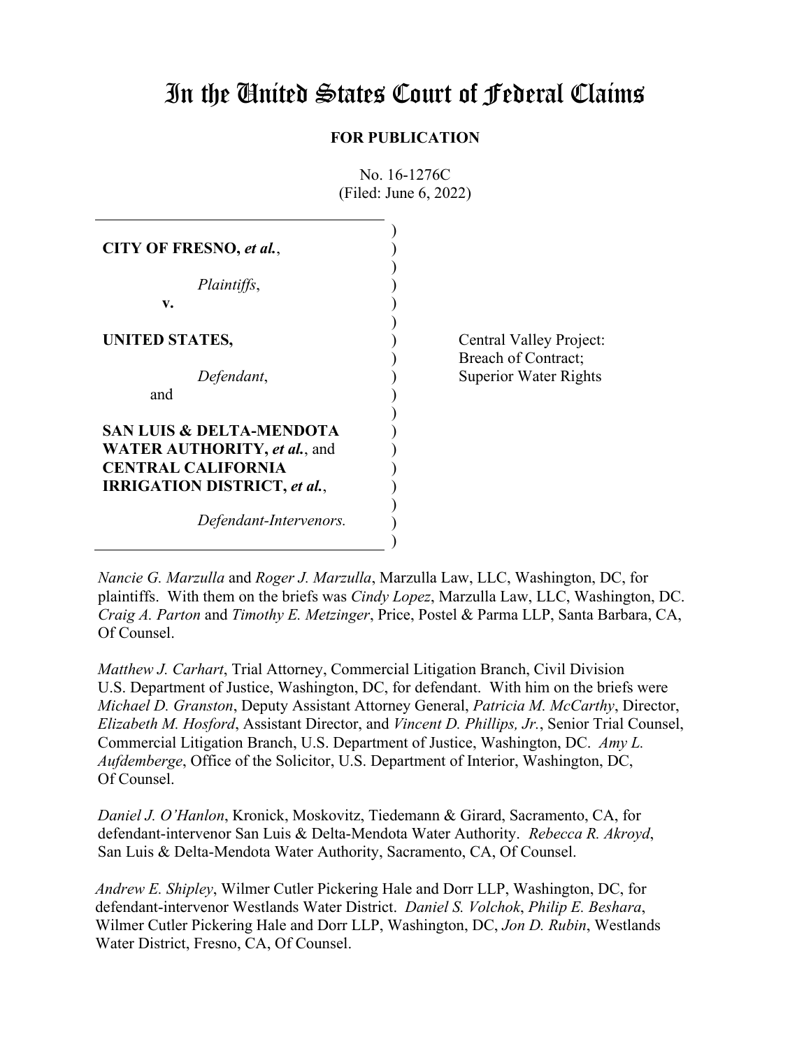# In the United States Court of Federal Claims

**FOR PUBLICATION**

No. 16-1276C
(Filed: June 6, 2022)

| | |
|---|---|
| **CITY OF FRESNO,** ***et al.***,<br><br>*Plaintiffs*,<br>**v.**<br><br>**UNITED STATES,**<br><br>*Defendant*,<br>and<br><br>**SAN LUIS & DELTA-MENDOTA WATER AUTHORITY,** ***et al.***, and **CENTRAL CALIFORNIA IRRIGATION DISTRICT,** ***et al.***,<br><br>*Defendant-Intervenors.* | Central Valley Project:<br>Breach of Contract;<br>Superior Water Rights |

*Nancie G. Marzulla* and *Roger J. Marzulla*, Marzulla Law, LLC, Washington, DC, for plaintiffs. With them on the briefs was *Cindy Lopez*, Marzulla Law, LLC, Washington, DC. *Craig A. Parton* and *Timothy E. Metzinger*, Price, Postel & Parma LLP, Santa Barbara, CA, Of Counsel.

*Matthew J. Carhart*, Trial Attorney, Commercial Litigation Branch, Civil Division U.S. Department of Justice, Washington, DC, for defendant. With him on the briefs were *Michael D. Granston*, Deputy Assistant Attorney General, *Patricia M. McCarthy*, Director, *Elizabeth M. Hosford*, Assistant Director, and *Vincent D. Phillips, Jr.*, Senior Trial Counsel, Commercial Litigation Branch, U.S. Department of Justice, Washington, DC. *Amy L. Aufdemberge*, Office of the Solicitor, U.S. Department of Interior, Washington, DC, Of Counsel.

*Daniel J. O'Hanlon*, Kronick, Moskovitz, Tiedemann & Girard, Sacramento, CA, for defendant-intervenor San Luis & Delta-Mendota Water Authority. *Rebecca R. Akroyd*, San Luis & Delta-Mendota Water Authority, Sacramento, CA, Of Counsel.

*Andrew E. Shipley*, Wilmer Cutler Pickering Hale and Dorr LLP, Washington, DC, for defendant-intervenor Westlands Water District. *Daniel S. Volchok*, *Philip E. Beshara*, Wilmer Cutler Pickering Hale and Dorr LLP, Washington, DC, *Jon D. Rubin*, Westlands Water District, Fresno, CA, Of Counsel.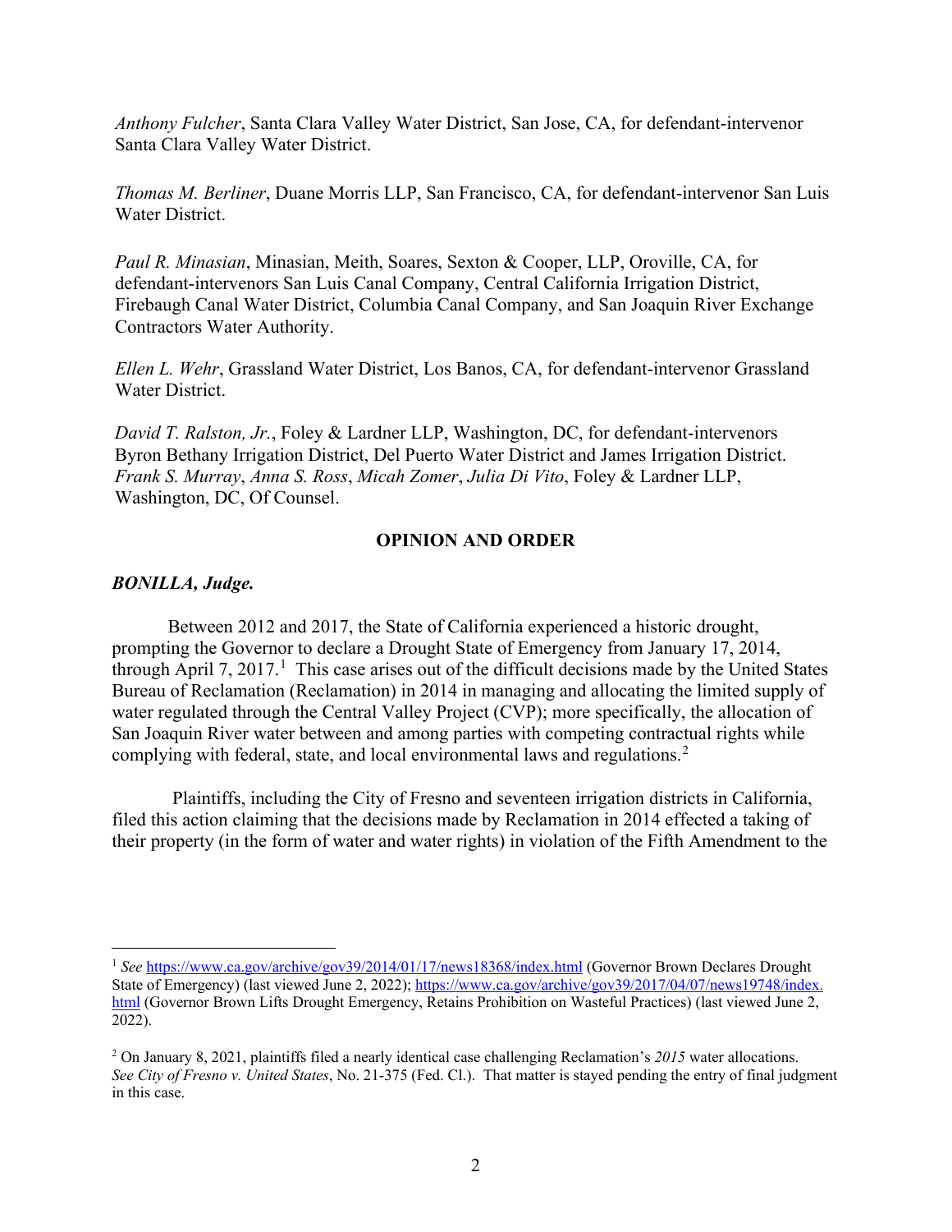*Anthony Fulcher*, Santa Clara Valley Water District, San Jose, CA, for defendant-intervenor Santa Clara Valley Water District.

*Thomas M. Berliner*, Duane Morris LLP, San Francisco, CA, for defendant-intervenor San Luis Water District.

*Paul R. Minasian*, Minasian, Meith, Soares, Sexton & Cooper, LLP, Oroville, CA, for defendant-intervenors San Luis Canal Company, Central California Irrigation District, Firebaugh Canal Water District, Columbia Canal Company, and San Joaquin River Exchange Contractors Water Authority.

*Ellen L. Wehr*, Grassland Water District, Los Banos, CA, for defendant-intervenor Grassland Water District.

*David T. Ralston, Jr.*, Foley & Lardner LLP, Washington, DC, for defendant-intervenors Byron Bethany Irrigation District, Del Puerto Water District and James Irrigation District. *Frank S. Murray*, *Anna S. Ross*, *Micah Zomer*, *Julia Di Vito*, Foley & Lardner LLP, Washington, DC, Of Counsel.

**OPINION AND ORDER**

***BONILLA, Judge.***

Between 2012 and 2017, the State of California experienced a historic drought, prompting the Governor to declare a Drought State of Emergency from January 17, 2014, through April 7, 2017.[1] This case arises out of the difficult decisions made by the United States Bureau of Reclamation (Reclamation) in 2014 in managing and allocating the limited supply of water regulated through the Central Valley Project (CVP); more specifically, the allocation of San Joaquin River water between and among parties with competing contractual rights while complying with federal, state, and local environmental laws and regulations.[2]

Plaintiffs, including the City of Fresno and seventeen irrigation districts in California, filed this action claiming that the decisions made by Reclamation in 2014 effected a taking of their property (in the form of water and water rights) in violation of the Fifth Amendment to the

---

[1] *See* https://www.ca.gov/archive/gov39/2014/01/17/news18368/index.html (Governor Brown Declares Drought State of Emergency) (last viewed June 2, 2022); https://www.ca.gov/archive/gov39/2017/04/07/news19748/index.html (Governor Brown Lifts Drought Emergency, Retains Prohibition on Wasteful Practices) (last viewed June 2, 2022).

[2] On January 8, 2021, plaintiffs filed a nearly identical case challenging Reclamation's *2015* water allocations. *See City of Fresno v. United States*, No. 21-375 (Fed. Cl.). That matter is stayed pending the entry of final judgment in this case.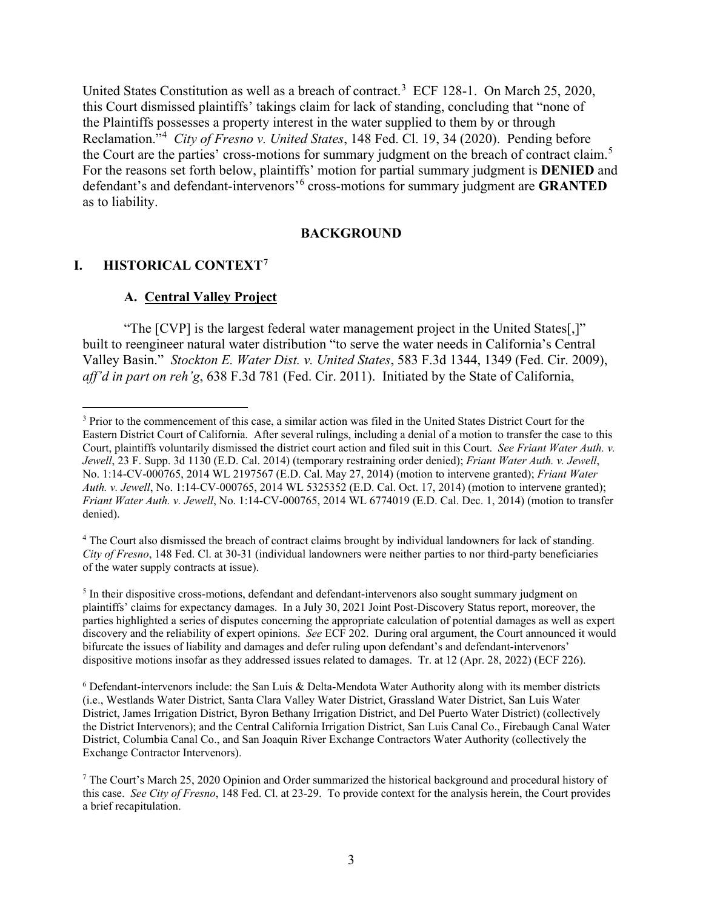United States Constitution as well as a breach of contract.[3] ECF 128-1. On March 25, 2020, this Court dismissed plaintiffs' takings claim for lack of standing, concluding that "none of the Plaintiffs possesses a property interest in the water supplied to them by or through Reclamation."[4] *City of Fresno v. United States*, 148 Fed. Cl. 19, 34 (2020). Pending before the Court are the parties' cross-motions for summary judgment on the breach of contract claim.[5] For the reasons set forth below, plaintiffs' motion for partial summary judgment is **DENIED** and defendant's and defendant-intervenors'[6] cross-motions for summary judgment are **GRANTED** as to liability.

## BACKGROUND

### I. HISTORICAL CONTEXT[7]

#### A. Central Valley Project

"The [CVP] is the largest federal water management project in the United States[,]" built to reengineer natural water distribution "to serve the water needs in California's Central Valley Basin." *Stockton E. Water Dist. v. United States*, 583 F.3d 1344, 1349 (Fed. Cir. 2009), *aff'd in part on reh'g*, 638 F.3d 781 (Fed. Cir. 2011). Initiated by the State of California,

---

[3] Prior to the commencement of this case, a similar action was filed in the United States District Court for the Eastern District Court of California. After several rulings, including a denial of a motion to transfer the case to this Court, plaintiffs voluntarily dismissed the district court action and filed suit in this Court. *See Friant Water Auth. v. Jewell*, 23 F. Supp. 3d 1130 (E.D. Cal. 2014) (temporary restraining order denied); *Friant Water Auth. v. Jewell*, No. 1:14-CV-000765, 2014 WL 2197567 (E.D. Cal. May 27, 2014) (motion to intervene granted); *Friant Water Auth. v. Jewell*, No. 1:14-CV-000765, 2014 WL 5325352 (E.D. Cal. Oct. 17, 2014) (motion to intervene granted); *Friant Water Auth. v. Jewell*, No. 1:14-CV-000765, 2014 WL 6774019 (E.D. Cal. Dec. 1, 2014) (motion to transfer denied).

[4] The Court also dismissed the breach of contract claims brought by individual landowners for lack of standing. *City of Fresno*, 148 Fed. Cl. at 30-31 (individual landowners were neither parties to nor third-party beneficiaries of the water supply contracts at issue).

[5] In their dispositive cross-motions, defendant and defendant-intervenors also sought summary judgment on plaintiffs' claims for expectancy damages. In a July 30, 2021 Joint Post-Discovery Status report, moreover, the parties highlighted a series of disputes concerning the appropriate calculation of potential damages as well as expert discovery and the reliability of expert opinions. *See* ECF 202. During oral argument, the Court announced it would bifurcate the issues of liability and damages and defer ruling upon defendant's and defendant-intervenors' dispositive motions insofar as they addressed issues related to damages. Tr. at 12 (Apr. 28, 2022) (ECF 226).

[6] Defendant-intervenors include: the San Luis & Delta-Mendota Water Authority along with its member districts (i.e., Westlands Water District, Santa Clara Valley Water District, Grassland Water District, San Luis Water District, James Irrigation District, Byron Bethany Irrigation District, and Del Puerto Water District) (collectively the District Intervenors); and the Central California Irrigation District, San Luis Canal Co., Firebaugh Canal Water District, Columbia Canal Co., and San Joaquin River Exchange Contractors Water Authority (collectively the Exchange Contractor Intervenors).

[7] The Court's March 25, 2020 Opinion and Order summarized the historical background and procedural history of this case. *See City of Fresno*, 148 Fed. Cl. at 23-29. To provide context for the analysis herein, the Court provides a brief recapitulation.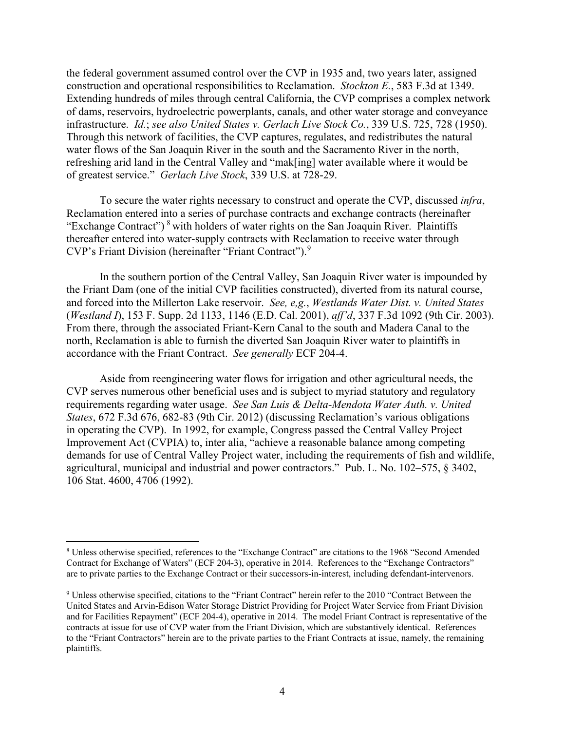the federal government assumed control over the CVP in 1935 and, two years later, assigned construction and operational responsibilities to Reclamation. *Stockton E.*, 583 F.3d at 1349. Extending hundreds of miles through central California, the CVP comprises a complex network of dams, reservoirs, hydroelectric powerplants, canals, and other water storage and conveyance infrastructure. *Id.*; *see also United States v. Gerlach Live Stock Co.*, 339 U.S. 725, 728 (1950). Through this network of facilities, the CVP captures, regulates, and redistributes the natural water flows of the San Joaquin River in the south and the Sacramento River in the north, refreshing arid land in the Central Valley and "mak[ing] water available where it would be of greatest service." *Gerlach Live Stock*, 339 U.S. at 728-29.

To secure the water rights necessary to construct and operate the CVP, discussed *infra*, Reclamation entered into a series of purchase contracts and exchange contracts (hereinafter "Exchange Contract") [8] with holders of water rights on the San Joaquin River. Plaintiffs thereafter entered into water-supply contracts with Reclamation to receive water through CVP's Friant Division (hereinafter "Friant Contract").[9]

In the southern portion of the Central Valley, San Joaquin River water is impounded by the Friant Dam (one of the initial CVP facilities constructed), diverted from its natural course, and forced into the Millerton Lake reservoir. *See, e,g.*, *Westlands Water Dist. v. United States* (*Westland I*), 153 F. Supp. 2d 1133, 1146 (E.D. Cal. 2001), *aff'd*, 337 F.3d 1092 (9th Cir. 2003). From there, through the associated Friant-Kern Canal to the south and Madera Canal to the north, Reclamation is able to furnish the diverted San Joaquin River water to plaintiffs in accordance with the Friant Contract. *See generally* ECF 204-4.

Aside from reengineering water flows for irrigation and other agricultural needs, the CVP serves numerous other beneficial uses and is subject to myriad statutory and regulatory requirements regarding water usage. *See San Luis & Delta-Mendota Water Auth. v. United States*, 672 F.3d 676, 682-83 (9th Cir. 2012) (discussing Reclamation's various obligations in operating the CVP). In 1992, for example, Congress passed the Central Valley Project Improvement Act (CVPIA) to, inter alia, "achieve a reasonable balance among competing demands for use of Central Valley Project water, including the requirements of fish and wildlife, agricultural, municipal and industrial and power contractors." Pub. L. No. 102–575, § 3402, 106 Stat. 4600, 4706 (1992).

---

[8] Unless otherwise specified, references to the "Exchange Contract" are citations to the 1968 "Second Amended Contract for Exchange of Waters" (ECF 204-3), operative in 2014. References to the "Exchange Contractors" are to private parties to the Exchange Contract or their successors-in-interest, including defendant-intervenors.

[9] Unless otherwise specified, citations to the "Friant Contract" herein refer to the 2010 "Contract Between the United States and Arvin-Edison Water Storage District Providing for Project Water Service from Friant Division and for Facilities Repayment" (ECF 204-4), operative in 2014. The model Friant Contract is representative of the contracts at issue for use of CVP water from the Friant Division, which are substantively identical. References to the "Friant Contractors" herein are to the private parties to the Friant Contracts at issue, namely, the remaining plaintiffs.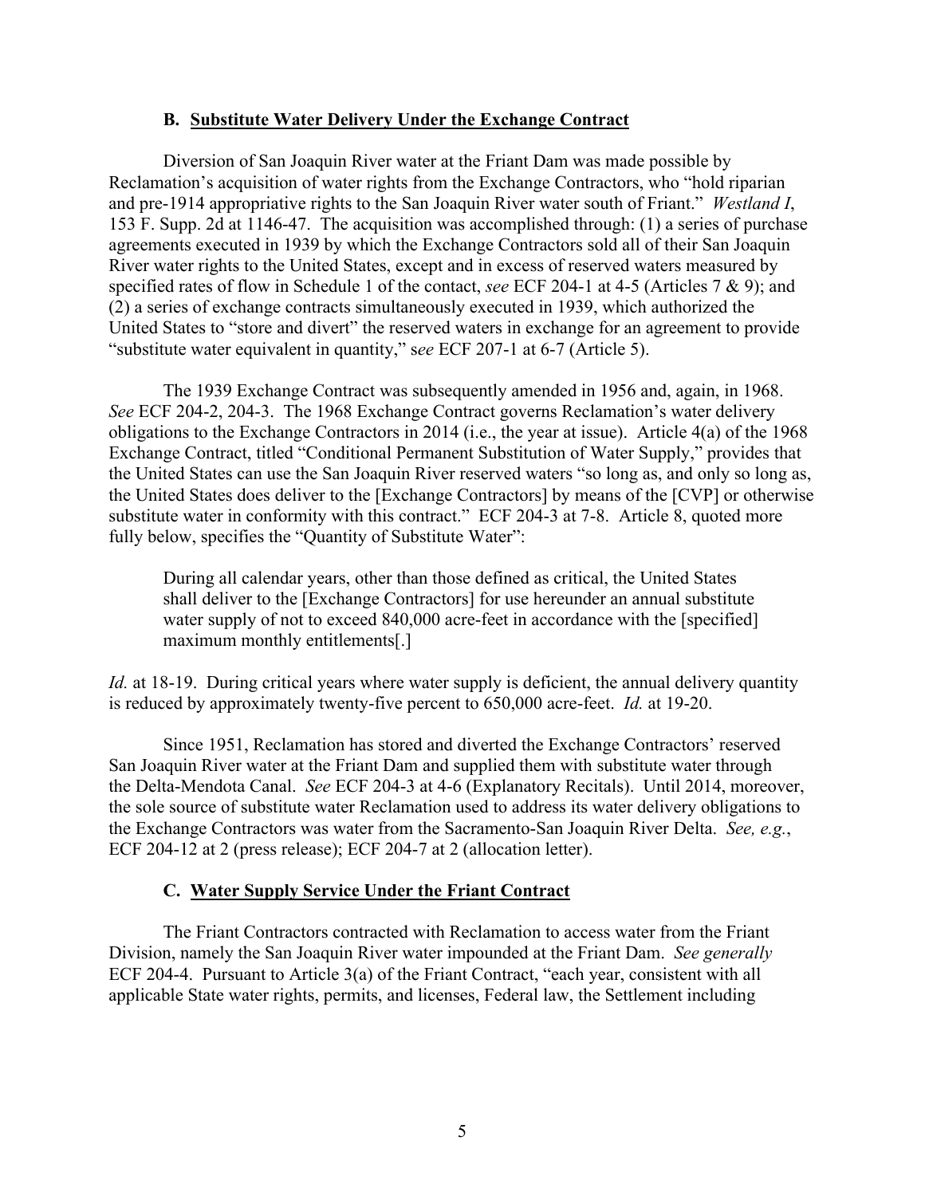### B. Substitute Water Delivery Under the Exchange Contract

Diversion of San Joaquin River water at the Friant Dam was made possible by Reclamation's acquisition of water rights from the Exchange Contractors, who "hold riparian and pre-1914 appropriative rights to the San Joaquin River water south of Friant." *Westland I*, 153 F. Supp. 2d at 1146-47. The acquisition was accomplished through: (1) a series of purchase agreements executed in 1939 by which the Exchange Contractors sold all of their San Joaquin River water rights to the United States, except and in excess of reserved waters measured by specified rates of flow in Schedule 1 of the contact, *see* ECF 204-1 at 4-5 (Articles 7 & 9); and (2) a series of exchange contracts simultaneously executed in 1939, which authorized the United States to "store and divert" the reserved waters in exchange for an agreement to provide "substitute water equivalent in quantity," s*ee* ECF 207-1 at 6-7 (Article 5).

The 1939 Exchange Contract was subsequently amended in 1956 and, again, in 1968. *See* ECF 204-2, 204-3. The 1968 Exchange Contract governs Reclamation's water delivery obligations to the Exchange Contractors in 2014 (i.e., the year at issue). Article 4(a) of the 1968 Exchange Contract, titled "Conditional Permanent Substitution of Water Supply," provides that the United States can use the San Joaquin River reserved waters "so long as, and only so long as, the United States does deliver to the [Exchange Contractors] by means of the [CVP] or otherwise substitute water in conformity with this contract." ECF 204-3 at 7-8. Article 8, quoted more fully below, specifies the "Quantity of Substitute Water":

> During all calendar years, other than those defined as critical, the United States shall deliver to the [Exchange Contractors] for use hereunder an annual substitute water supply of not to exceed 840,000 acre-feet in accordance with the [specified] maximum monthly entitlements[.]

*Id.* at 18-19. During critical years where water supply is deficient, the annual delivery quantity is reduced by approximately twenty-five percent to 650,000 acre-feet. *Id.* at 19-20.

Since 1951, Reclamation has stored and diverted the Exchange Contractors' reserved San Joaquin River water at the Friant Dam and supplied them with substitute water through the Delta-Mendota Canal. *See* ECF 204-3 at 4-6 (Explanatory Recitals). Until 2014, moreover, the sole source of substitute water Reclamation used to address its water delivery obligations to the Exchange Contractors was water from the Sacramento-San Joaquin River Delta. *See, e.g.*, ECF 204-12 at 2 (press release); ECF 204-7 at 2 (allocation letter).

### C. Water Supply Service Under the Friant Contract

The Friant Contractors contracted with Reclamation to access water from the Friant Division, namely the San Joaquin River water impounded at the Friant Dam. *See generally* ECF 204-4. Pursuant to Article 3(a) of the Friant Contract, "each year, consistent with all applicable State water rights, permits, and licenses, Federal law, the Settlement including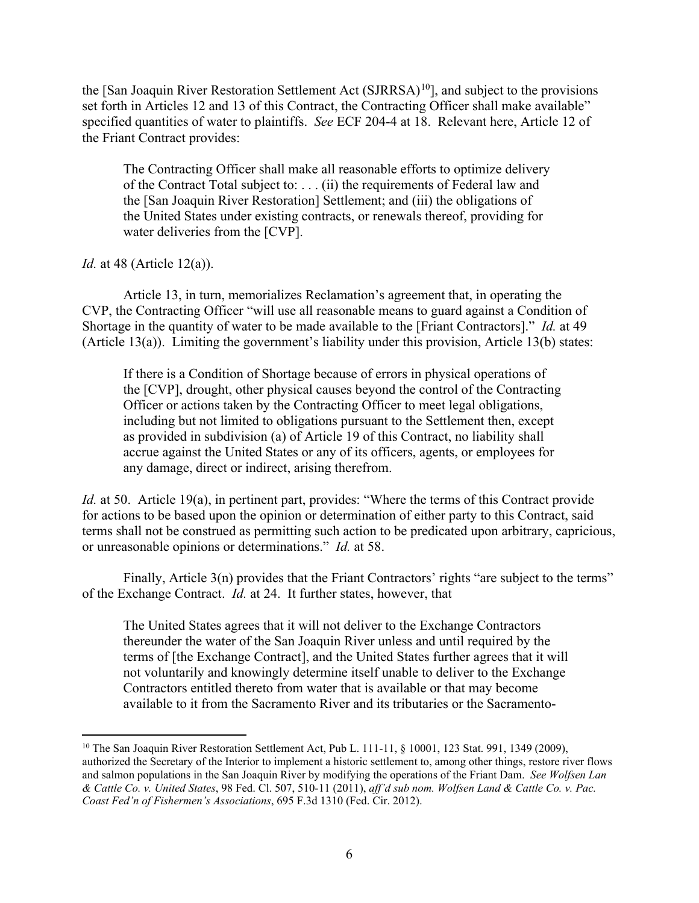the [San Joaquin River Restoration Settlement Act (SJRRSA)[10]], and subject to the provisions set forth in Articles 12 and 13 of this Contract, the Contracting Officer shall make available" specified quantities of water to plaintiffs. *See* ECF 204-4 at 18. Relevant here, Article 12 of the Friant Contract provides:

> The Contracting Officer shall make all reasonable efforts to optimize delivery of the Contract Total subject to: . . . (ii) the requirements of Federal law and the [San Joaquin River Restoration] Settlement; and (iii) the obligations of the United States under existing contracts, or renewals thereof, providing for water deliveries from the [CVP].

*Id.* at 48 (Article 12(a)).

Article 13, in turn, memorializes Reclamation's agreement that, in operating the CVP, the Contracting Officer "will use all reasonable means to guard against a Condition of Shortage in the quantity of water to be made available to the [Friant Contractors]." *Id.* at 49 (Article 13(a)). Limiting the government's liability under this provision, Article 13(b) states:

> If there is a Condition of Shortage because of errors in physical operations of the [CVP], drought, other physical causes beyond the control of the Contracting Officer or actions taken by the Contracting Officer to meet legal obligations, including but not limited to obligations pursuant to the Settlement then, except as provided in subdivision (a) of Article 19 of this Contract, no liability shall accrue against the United States or any of its officers, agents, or employees for any damage, direct or indirect, arising therefrom.

*Id.* at 50. Article 19(a), in pertinent part, provides: "Where the terms of this Contract provide for actions to be based upon the opinion or determination of either party to this Contract, said terms shall not be construed as permitting such action to be predicated upon arbitrary, capricious, or unreasonable opinions or determinations." *Id.* at 58.

Finally, Article 3(n) provides that the Friant Contractors' rights "are subject to the terms" of the Exchange Contract. *Id.* at 24. It further states, however, that

> The United States agrees that it will not deliver to the Exchange Contractors thereunder the water of the San Joaquin River unless and until required by the terms of [the Exchange Contract], and the United States further agrees that it will not voluntarily and knowingly determine itself unable to deliver to the Exchange Contractors entitled thereto from water that is available or that may become available to it from the Sacramento River and its tributaries or the Sacramento-

---

[10] The San Joaquin River Restoration Settlement Act, Pub L. 111-11, § 10001, 123 Stat. 991, 1349 (2009), authorized the Secretary of the Interior to implement a historic settlement to, among other things, restore river flows and salmon populations in the San Joaquin River by modifying the operations of the Friant Dam. *See Wolfsen Lan & Cattle Co. v. United States*, 98 Fed. Cl. 507, 510-11 (2011), *aff'd sub nom. Wolfsen Land & Cattle Co. v. Pac. Coast Fed'n of Fishermen's Associations*, 695 F.3d 1310 (Fed. Cir. 2012).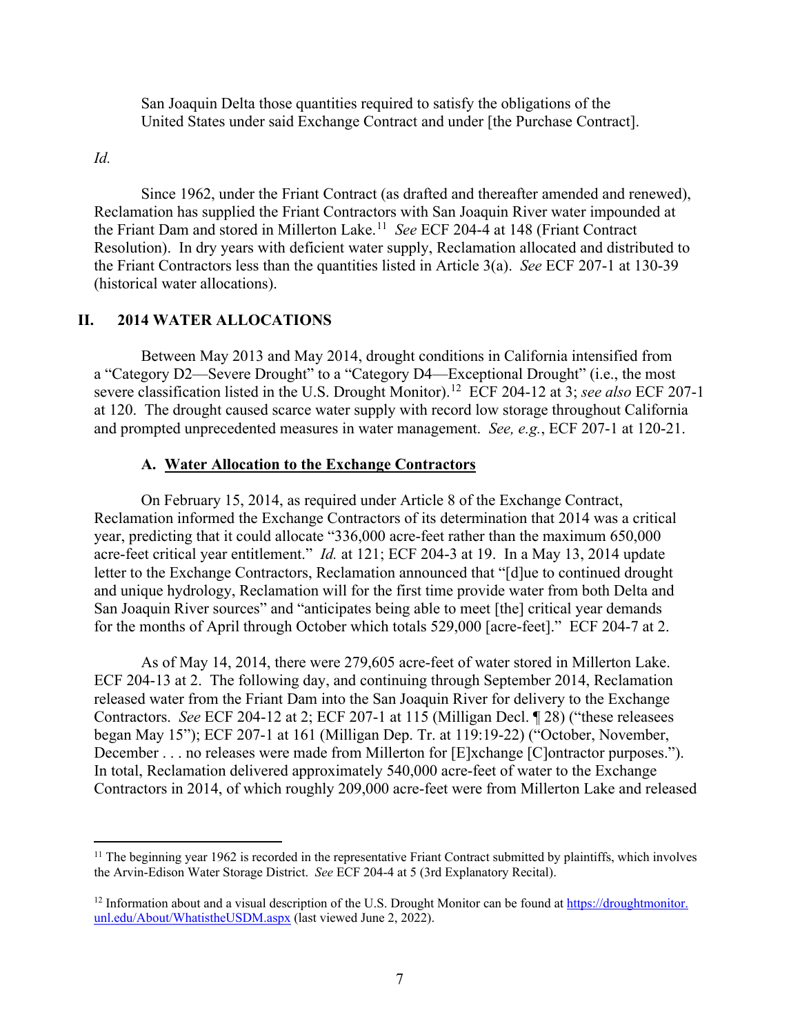> San Joaquin Delta those quantities required to satisfy the obligations of the United States under said Exchange Contract and under [the Purchase Contract].

*Id.*

Since 1962, under the Friant Contract (as drafted and thereafter amended and renewed), Reclamation has supplied the Friant Contractors with San Joaquin River water impounded at the Friant Dam and stored in Millerton Lake.[11] *See* ECF 204-4 at 148 (Friant Contract Resolution). In dry years with deficient water supply, Reclamation allocated and distributed to the Friant Contractors less than the quantities listed in Article 3(a). *See* ECF 207-1 at 130-39 (historical water allocations).

## II. 2014 WATER ALLOCATIONS

Between May 2013 and May 2014, drought conditions in California intensified from a "Category D2—Severe Drought" to a "Category D4—Exceptional Drought" (i.e., the most severe classification listed in the U.S. Drought Monitor).[12] ECF 204-12 at 3; *see also* ECF 207-1 at 120. The drought caused scarce water supply with record low storage throughout California and prompted unprecedented measures in water management. *See, e.g.*, ECF 207-1 at 120-21.

### A. Water Allocation to the Exchange Contractors

On February 15, 2014, as required under Article 8 of the Exchange Contract, Reclamation informed the Exchange Contractors of its determination that 2014 was a critical year, predicting that it could allocate "336,000 acre-feet rather than the maximum 650,000 acre-feet critical year entitlement." *Id.* at 121; ECF 204-3 at 19. In a May 13, 2014 update letter to the Exchange Contractors, Reclamation announced that "[d]ue to continued drought and unique hydrology, Reclamation will for the first time provide water from both Delta and San Joaquin River sources" and "anticipates being able to meet [the] critical year demands for the months of April through October which totals 529,000 [acre-feet]." ECF 204-7 at 2.

As of May 14, 2014, there were 279,605 acre-feet of water stored in Millerton Lake. ECF 204-13 at 2. The following day, and continuing through September 2014, Reclamation released water from the Friant Dam into the San Joaquin River for delivery to the Exchange Contractors. *See* ECF 204-12 at 2; ECF 207-1 at 115 (Milligan Decl. ¶ 28) ("these releasees began May 15"); ECF 207-1 at 161 (Milligan Dep. Tr. at 119:19-22) ("October, November, December . . . no releases were made from Millerton for [E]xchange [C]ontractor purposes."). In total, Reclamation delivered approximately 540,000 acre-feet of water to the Exchange Contractors in 2014, of which roughly 209,000 acre-feet were from Millerton Lake and released

---

[11] The beginning year 1962 is recorded in the representative Friant Contract submitted by plaintiffs, which involves the Arvin-Edison Water Storage District. *See* ECF 204-4 at 5 (3rd Explanatory Recital).

[12] Information about and a visual description of the U.S. Drought Monitor can be found at https://droughtmonitor.unl.edu/About/WhatistheUSDM.aspx (last viewed June 2, 2022).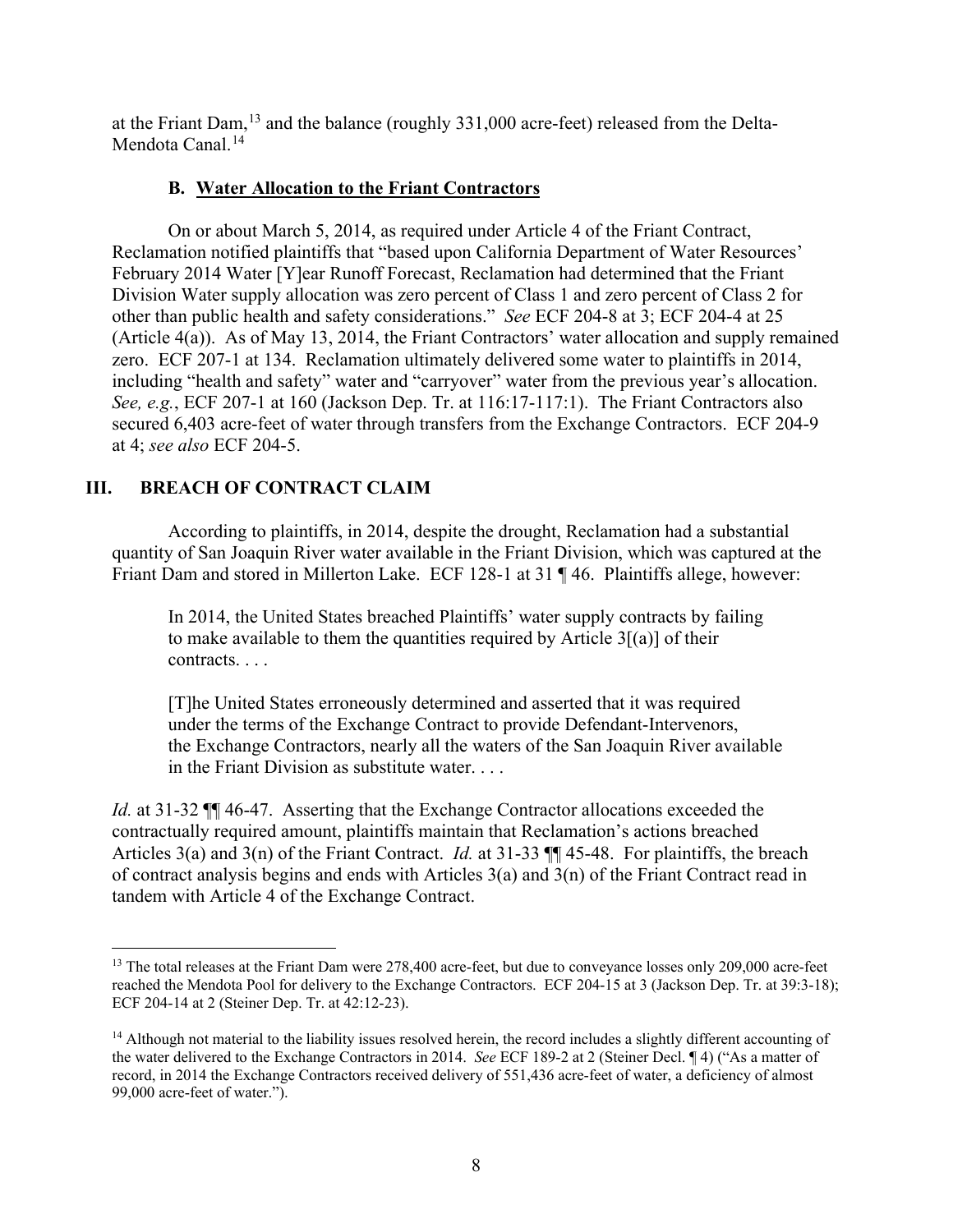at the Friant Dam,[13] and the balance (roughly 331,000 acre-feet) released from the Delta-Mendota Canal.[14]

### B. Water Allocation to the Friant Contractors

On or about March 5, 2014, as required under Article 4 of the Friant Contract, Reclamation notified plaintiffs that "based upon California Department of Water Resources' February 2014 Water [Y]ear Runoff Forecast, Reclamation had determined that the Friant Division Water supply allocation was zero percent of Class 1 and zero percent of Class 2 for other than public health and safety considerations." *See* ECF 204-8 at 3; ECF 204-4 at 25 (Article 4(a)). As of May 13, 2014, the Friant Contractors' water allocation and supply remained zero. ECF 207-1 at 134. Reclamation ultimately delivered some water to plaintiffs in 2014, including "health and safety" water and "carryover" water from the previous year's allocation. *See, e.g.*, ECF 207-1 at 160 (Jackson Dep. Tr. at 116:17-117:1). The Friant Contractors also secured 6,403 acre-feet of water through transfers from the Exchange Contractors. ECF 204-9 at 4; *see also* ECF 204-5.

## III. BREACH OF CONTRACT CLAIM

According to plaintiffs, in 2014, despite the drought, Reclamation had a substantial quantity of San Joaquin River water available in the Friant Division, which was captured at the Friant Dam and stored in Millerton Lake. ECF 128-1 at 31 ¶ 46. Plaintiffs allege, however:

> In 2014, the United States breached Plaintiffs' water supply contracts by failing to make available to them the quantities required by Article 3[(a)] of their contracts. . . .
>
> [T]he United States erroneously determined and asserted that it was required under the terms of the Exchange Contract to provide Defendant-Intervenors, the Exchange Contractors, nearly all the waters of the San Joaquin River available in the Friant Division as substitute water. . . .

*Id.* at 31-32 ¶¶ 46-47. Asserting that the Exchange Contractor allocations exceeded the contractually required amount, plaintiffs maintain that Reclamation's actions breached Articles 3(a) and 3(n) of the Friant Contract. *Id.* at 31-33 ¶¶ 45-48. For plaintiffs, the breach of contract analysis begins and ends with Articles 3(a) and 3(n) of the Friant Contract read in tandem with Article 4 of the Exchange Contract.

---

[13] The total releases at the Friant Dam were 278,400 acre-feet, but due to conveyance losses only 209,000 acre-feet reached the Mendota Pool for delivery to the Exchange Contractors. ECF 204-15 at 3 (Jackson Dep. Tr. at 39:3-18); ECF 204-14 at 2 (Steiner Dep. Tr. at 42:12-23).

[14] Although not material to the liability issues resolved herein, the record includes a slightly different accounting of the water delivered to the Exchange Contractors in 2014. *See* ECF 189-2 at 2 (Steiner Decl. ¶ 4) ("As a matter of record, in 2014 the Exchange Contractors received delivery of 551,436 acre-feet of water, a deficiency of almost 99,000 acre-feet of water.").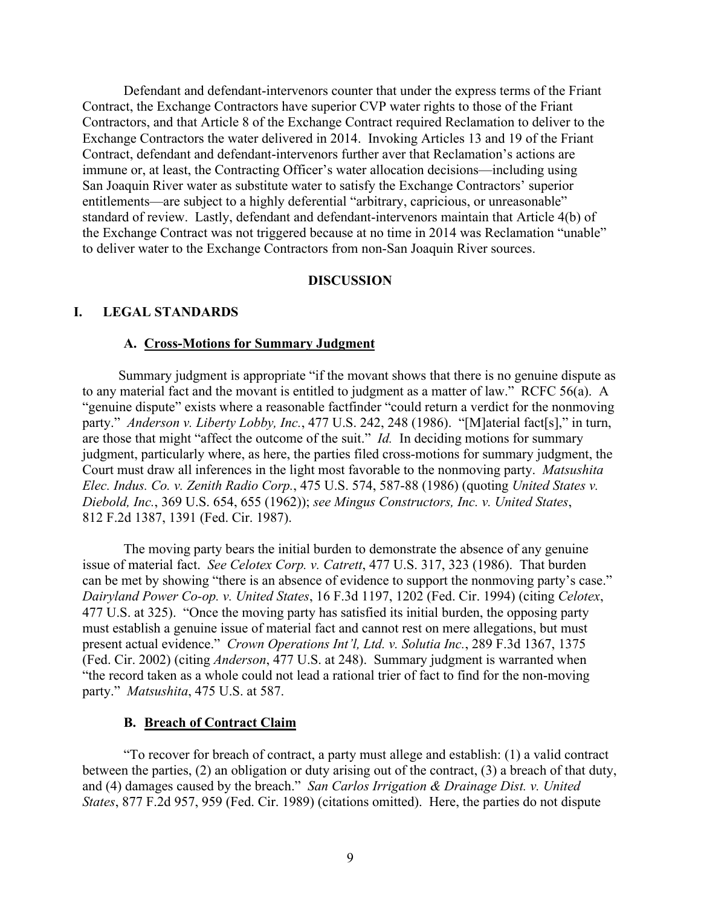Defendant and defendant-intervenors counter that under the express terms of the Friant Contract, the Exchange Contractors have superior CVP water rights to those of the Friant Contractors, and that Article 8 of the Exchange Contract required Reclamation to deliver to the Exchange Contractors the water delivered in 2014. Invoking Articles 13 and 19 of the Friant Contract, defendant and defendant-intervenors further aver that Reclamation's actions are immune or, at least, the Contracting Officer's water allocation decisions—including using San Joaquin River water as substitute water to satisfy the Exchange Contractors' superior entitlements—are subject to a highly deferential "arbitrary, capricious, or unreasonable" standard of review. Lastly, defendant and defendant-intervenors maintain that Article 4(b) of the Exchange Contract was not triggered because at no time in 2014 was Reclamation "unable" to deliver water to the Exchange Contractors from non-San Joaquin River sources.

## DISCUSSION

### I. LEGAL STANDARDS

#### A. Cross-Motions for Summary Judgment

Summary judgment is appropriate "if the movant shows that there is no genuine dispute as to any material fact and the movant is entitled to judgment as a matter of law." RCFC 56(a). A "genuine dispute" exists where a reasonable factfinder "could return a verdict for the nonmoving party." *Anderson v. Liberty Lobby, Inc.*, 477 U.S. 242, 248 (1986). "[M]aterial fact[s]," in turn, are those that might "affect the outcome of the suit." *Id.* In deciding motions for summary judgment, particularly where, as here, the parties filed cross-motions for summary judgment, the Court must draw all inferences in the light most favorable to the nonmoving party. *Matsushita Elec. Indus. Co. v. Zenith Radio Corp.*, 475 U.S. 574, 587-88 (1986) (quoting *United States v. Diebold, Inc.*, 369 U.S. 654, 655 (1962)); *see Mingus Constructors, Inc. v. United States*, 812 F.2d 1387, 1391 (Fed. Cir. 1987).

The moving party bears the initial burden to demonstrate the absence of any genuine issue of material fact. *See Celotex Corp. v. Catrett*, 477 U.S. 317, 323 (1986). That burden can be met by showing "there is an absence of evidence to support the nonmoving party's case." *Dairyland Power Co-op. v. United States*, 16 F.3d 1197, 1202 (Fed. Cir. 1994) (citing *Celotex*, 477 U.S. at 325). "Once the moving party has satisfied its initial burden, the opposing party must establish a genuine issue of material fact and cannot rest on mere allegations, but must present actual evidence." *Crown Operations Int'l, Ltd. v. Solutia Inc.*, 289 F.3d 1367, 1375 (Fed. Cir. 2002) (citing *Anderson*, 477 U.S. at 248). Summary judgment is warranted when "the record taken as a whole could not lead a rational trier of fact to find for the non-moving party." *Matsushita*, 475 U.S. at 587.

#### B. Breach of Contract Claim

"To recover for breach of contract, a party must allege and establish: (1) a valid contract between the parties, (2) an obligation or duty arising out of the contract, (3) a breach of that duty, and (4) damages caused by the breach." *San Carlos Irrigation & Drainage Dist. v. United States*, 877 F.2d 957, 959 (Fed. Cir. 1989) (citations omitted). Here, the parties do not dispute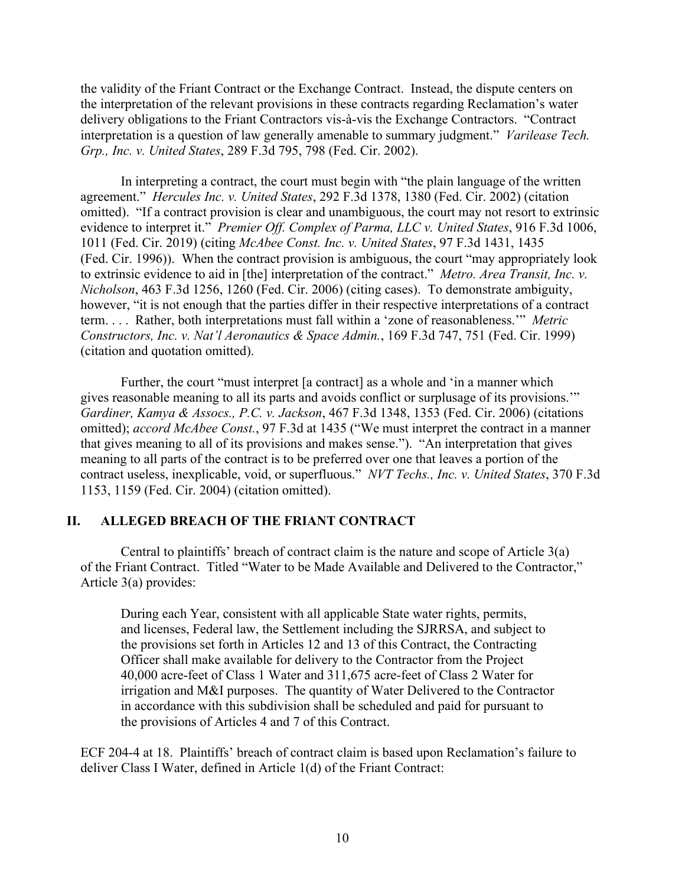the validity of the Friant Contract or the Exchange Contract. Instead, the dispute centers on the interpretation of the relevant provisions in these contracts regarding Reclamation's water delivery obligations to the Friant Contractors vis-à-vis the Exchange Contractors. "Contract interpretation is a question of law generally amenable to summary judgment." *Varilease Tech. Grp., Inc. v. United States*, 289 F.3d 795, 798 (Fed. Cir. 2002).

In interpreting a contract, the court must begin with "the plain language of the written agreement." *Hercules Inc. v. United States*, 292 F.3d 1378, 1380 (Fed. Cir. 2002) (citation omitted). "If a contract provision is clear and unambiguous, the court may not resort to extrinsic evidence to interpret it." *Premier Off. Complex of Parma, LLC v. United States*, 916 F.3d 1006, 1011 (Fed. Cir. 2019) (citing *McAbee Const. Inc. v. United States*, 97 F.3d 1431, 1435 (Fed. Cir. 1996)). When the contract provision is ambiguous, the court "may appropriately look to extrinsic evidence to aid in [the] interpretation of the contract." *Metro. Area Transit, Inc. v. Nicholson*, 463 F.3d 1256, 1260 (Fed. Cir. 2006) (citing cases). To demonstrate ambiguity, however, "it is not enough that the parties differ in their respective interpretations of a contract term. . . . Rather, both interpretations must fall within a 'zone of reasonableness.'" *Metric Constructors, Inc. v. Nat'l Aeronautics & Space Admin.*, 169 F.3d 747, 751 (Fed. Cir. 1999) (citation and quotation omitted).

Further, the court "must interpret [a contract] as a whole and 'in a manner which gives reasonable meaning to all its parts and avoids conflict or surplusage of its provisions.'" *Gardiner, Kamya & Assocs., P.C. v. Jackson*, 467 F.3d 1348, 1353 (Fed. Cir. 2006) (citations omitted); *accord McAbee Const.*, 97 F.3d at 1435 ("We must interpret the contract in a manner that gives meaning to all of its provisions and makes sense."). "An interpretation that gives meaning to all parts of the contract is to be preferred over one that leaves a portion of the contract useless, inexplicable, void, or superfluous." *NVT Techs., Inc. v. United States*, 370 F.3d 1153, 1159 (Fed. Cir. 2004) (citation omitted).

## II. ALLEGED BREACH OF THE FRIANT CONTRACT

Central to plaintiffs' breach of contract claim is the nature and scope of Article 3(a) of the Friant Contract. Titled "Water to be Made Available and Delivered to the Contractor," Article 3(a) provides:

> During each Year, consistent with all applicable State water rights, permits, and licenses, Federal law, the Settlement including the SJRRSA, and subject to the provisions set forth in Articles 12 and 13 of this Contract, the Contracting Officer shall make available for delivery to the Contractor from the Project 40,000 acre-feet of Class 1 Water and 311,675 acre-feet of Class 2 Water for irrigation and M&I purposes. The quantity of Water Delivered to the Contractor in accordance with this subdivision shall be scheduled and paid for pursuant to the provisions of Articles 4 and 7 of this Contract.

ECF 204-4 at 18. Plaintiffs' breach of contract claim is based upon Reclamation's failure to deliver Class I Water, defined in Article 1(d) of the Friant Contract: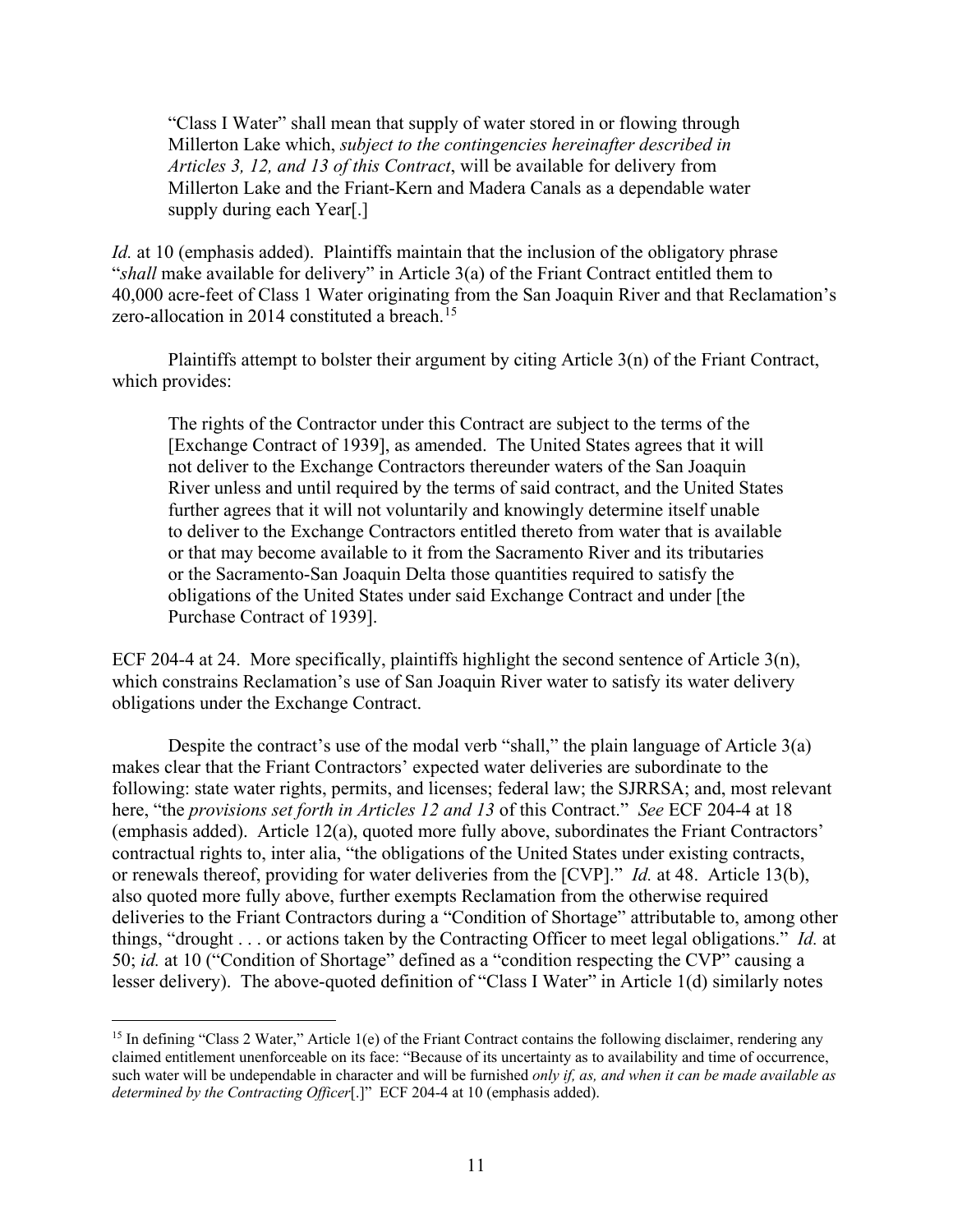> "Class I Water" shall mean that supply of water stored in or flowing through Millerton Lake which, *subject to the contingencies hereinafter described in Articles 3, 12, and 13 of this Contract*, will be available for delivery from Millerton Lake and the Friant-Kern and Madera Canals as a dependable water supply during each Year[.]

*Id.* at 10 (emphasis added). Plaintiffs maintain that the inclusion of the obligatory phrase "*shall* make available for delivery" in Article 3(a) of the Friant Contract entitled them to 40,000 acre-feet of Class 1 Water originating from the San Joaquin River and that Reclamation's zero-allocation in 2014 constituted a breach.[15]

Plaintiffs attempt to bolster their argument by citing Article 3(n) of the Friant Contract, which provides:

> The rights of the Contractor under this Contract are subject to the terms of the [Exchange Contract of 1939], as amended. The United States agrees that it will not deliver to the Exchange Contractors thereunder waters of the San Joaquin River unless and until required by the terms of said contract, and the United States further agrees that it will not voluntarily and knowingly determine itself unable to deliver to the Exchange Contractors entitled thereto from water that is available or that may become available to it from the Sacramento River and its tributaries or the Sacramento-San Joaquin Delta those quantities required to satisfy the obligations of the United States under said Exchange Contract and under [the Purchase Contract of 1939].

ECF 204-4 at 24. More specifically, plaintiffs highlight the second sentence of Article 3(n), which constrains Reclamation's use of San Joaquin River water to satisfy its water delivery obligations under the Exchange Contract.

Despite the contract's use of the modal verb "shall," the plain language of Article 3(a) makes clear that the Friant Contractors' expected water deliveries are subordinate to the following: state water rights, permits, and licenses; federal law; the SJRRSA; and, most relevant here, "the *provisions set forth in Articles 12 and 13* of this Contract." *See* ECF 204-4 at 18 (emphasis added). Article 12(a), quoted more fully above, subordinates the Friant Contractors' contractual rights to, inter alia, "the obligations of the United States under existing contracts, or renewals thereof, providing for water deliveries from the [CVP]." *Id.* at 48. Article 13(b), also quoted more fully above, further exempts Reclamation from the otherwise required deliveries to the Friant Contractors during a "Condition of Shortage" attributable to, among other things, "drought . . . or actions taken by the Contracting Officer to meet legal obligations." *Id.* at 50; *id.* at 10 ("Condition of Shortage" defined as a "condition respecting the CVP" causing a lesser delivery). The above-quoted definition of "Class I Water" in Article 1(d) similarly notes

---

[15] In defining "Class 2 Water," Article 1(e) of the Friant Contract contains the following disclaimer, rendering any claimed entitlement unenforceable on its face: "Because of its uncertainty as to availability and time of occurrence, such water will be undependable in character and will be furnished *only if, as, and when it can be made available as determined by the Contracting Officer*[.]" ECF 204-4 at 10 (emphasis added).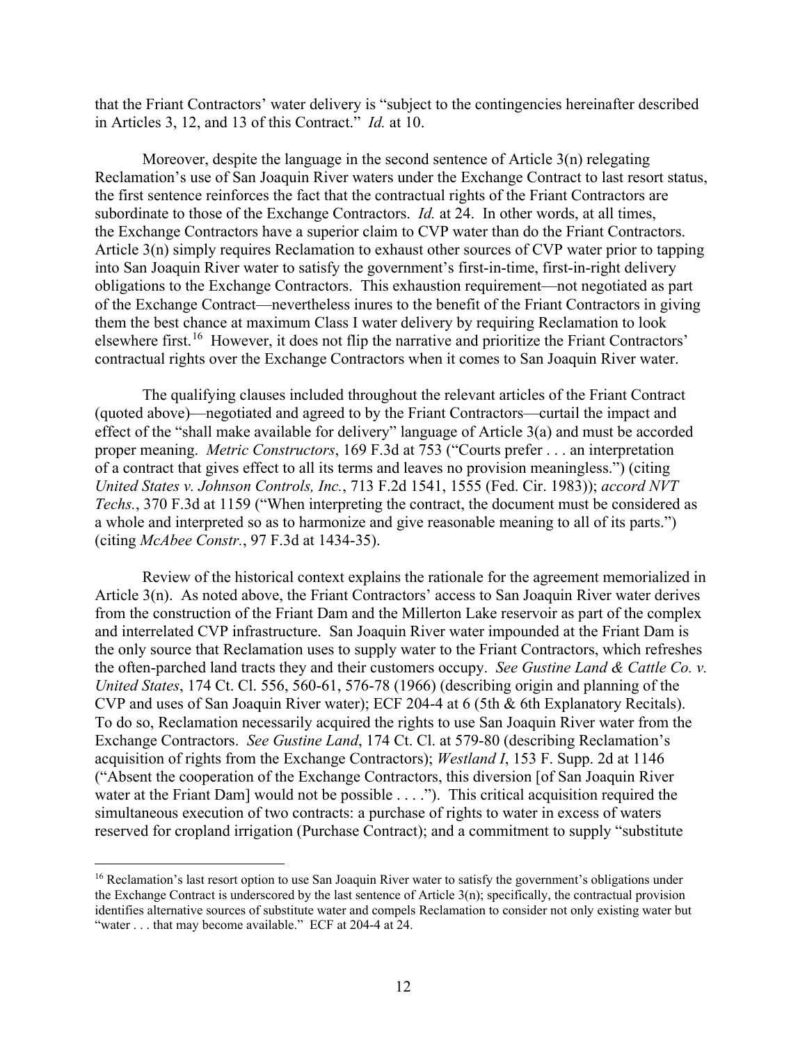that the Friant Contractors' water delivery is "subject to the contingencies hereinafter described in Articles 3, 12, and 13 of this Contract." *Id.* at 10.

Moreover, despite the language in the second sentence of Article 3(n) relegating Reclamation's use of San Joaquin River waters under the Exchange Contract to last resort status, the first sentence reinforces the fact that the contractual rights of the Friant Contractors are subordinate to those of the Exchange Contractors. *Id.* at 24. In other words, at all times, the Exchange Contractors have a superior claim to CVP water than do the Friant Contractors. Article 3(n) simply requires Reclamation to exhaust other sources of CVP water prior to tapping into San Joaquin River water to satisfy the government's first-in-time, first-in-right delivery obligations to the Exchange Contractors. This exhaustion requirement—not negotiated as part of the Exchange Contract—nevertheless inures to the benefit of the Friant Contractors in giving them the best chance at maximum Class I water delivery by requiring Reclamation to look elsewhere first.[16] However, it does not flip the narrative and prioritize the Friant Contractors' contractual rights over the Exchange Contractors when it comes to San Joaquin River water.

The qualifying clauses included throughout the relevant articles of the Friant Contract (quoted above)—negotiated and agreed to by the Friant Contractors—curtail the impact and effect of the "shall make available for delivery" language of Article 3(a) and must be accorded proper meaning. *Metric Constructors*, 169 F.3d at 753 ("Courts prefer . . . an interpretation of a contract that gives effect to all its terms and leaves no provision meaningless.") (citing *United States v. Johnson Controls, Inc.*, 713 F.2d 1541, 1555 (Fed. Cir. 1983)); *accord NVT Techs.*, 370 F.3d at 1159 ("When interpreting the contract, the document must be considered as a whole and interpreted so as to harmonize and give reasonable meaning to all of its parts.") (citing *McAbee Constr.*, 97 F.3d at 1434-35).

Review of the historical context explains the rationale for the agreement memorialized in Article 3(n). As noted above, the Friant Contractors' access to San Joaquin River water derives from the construction of the Friant Dam and the Millerton Lake reservoir as part of the complex and interrelated CVP infrastructure. San Joaquin River water impounded at the Friant Dam is the only source that Reclamation uses to supply water to the Friant Contractors, which refreshes the often-parched land tracts they and their customers occupy. *See Gustine Land & Cattle Co. v. United States*, 174 Ct. Cl. 556, 560-61, 576-78 (1966) (describing origin and planning of the CVP and uses of San Joaquin River water); ECF 204-4 at 6 (5th & 6th Explanatory Recitals). To do so, Reclamation necessarily acquired the rights to use San Joaquin River water from the Exchange Contractors. *See Gustine Land*, 174 Ct. Cl. at 579-80 (describing Reclamation's acquisition of rights from the Exchange Contractors); *Westland I*, 153 F. Supp. 2d at 1146 ("Absent the cooperation of the Exchange Contractors, this diversion [of San Joaquin River water at the Friant Dam] would not be possible . . . ."). This critical acquisition required the simultaneous execution of two contracts: a purchase of rights to water in excess of waters reserved for cropland irrigation (Purchase Contract); and a commitment to supply "substitute

---

[16] Reclamation's last resort option to use San Joaquin River water to satisfy the government's obligations under the Exchange Contract is underscored by the last sentence of Article 3(n); specifically, the contractual provision identifies alternative sources of substitute water and compels Reclamation to consider not only existing water but "water . . . that may become available." ECF at 204-4 at 24.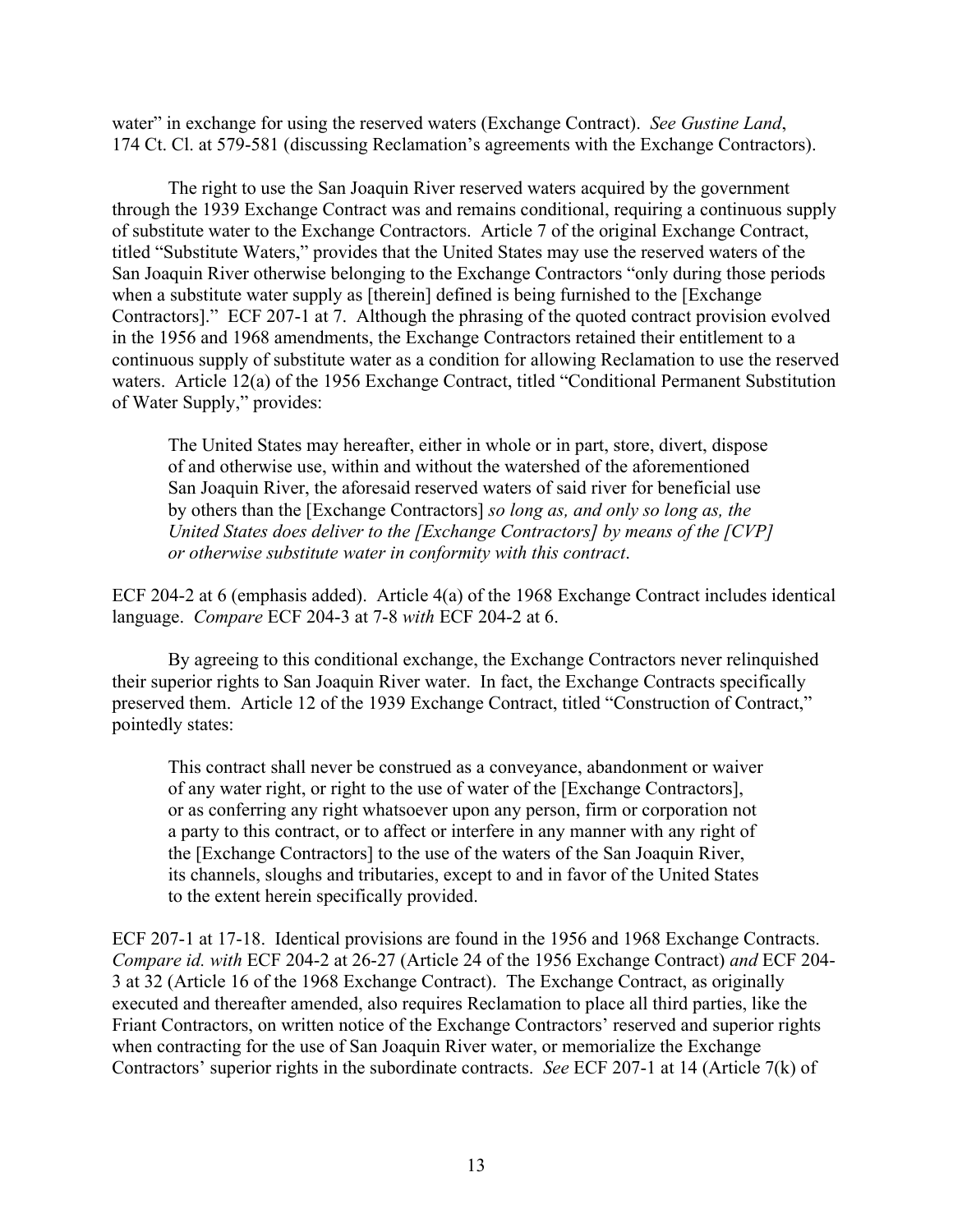water" in exchange for using the reserved waters (Exchange Contract). *See Gustine Land*, 174 Ct. Cl. at 579-581 (discussing Reclamation's agreements with the Exchange Contractors).

The right to use the San Joaquin River reserved waters acquired by the government through the 1939 Exchange Contract was and remains conditional, requiring a continuous supply of substitute water to the Exchange Contractors. Article 7 of the original Exchange Contract, titled "Substitute Waters," provides that the United States may use the reserved waters of the San Joaquin River otherwise belonging to the Exchange Contractors "only during those periods when a substitute water supply as [therein] defined is being furnished to the [Exchange Contractors]." ECF 207-1 at 7. Although the phrasing of the quoted contract provision evolved in the 1956 and 1968 amendments, the Exchange Contractors retained their entitlement to a continuous supply of substitute water as a condition for allowing Reclamation to use the reserved waters. Article 12(a) of the 1956 Exchange Contract, titled "Conditional Permanent Substitution of Water Supply," provides:

> The United States may hereafter, either in whole or in part, store, divert, dispose of and otherwise use, within and without the watershed of the aforementioned San Joaquin River, the aforesaid reserved waters of said river for beneficial use by others than the [Exchange Contractors] *so long as, and only so long as, the United States does deliver to the [Exchange Contractors] by means of the [CVP] or otherwise substitute water in conformity with this contract*.

ECF 204-2 at 6 (emphasis added). Article 4(a) of the 1968 Exchange Contract includes identical language. *Compare* ECF 204-3 at 7-8 *with* ECF 204-2 at 6.

By agreeing to this conditional exchange, the Exchange Contractors never relinquished their superior rights to San Joaquin River water. In fact, the Exchange Contracts specifically preserved them. Article 12 of the 1939 Exchange Contract, titled "Construction of Contract," pointedly states:

> This contract shall never be construed as a conveyance, abandonment or waiver of any water right, or right to the use of water of the [Exchange Contractors], or as conferring any right whatsoever upon any person, firm or corporation not a party to this contract, or to affect or interfere in any manner with any right of the [Exchange Contractors] to the use of the waters of the San Joaquin River, its channels, sloughs and tributaries, except to and in favor of the United States to the extent herein specifically provided.

ECF 207-1 at 17-18. Identical provisions are found in the 1956 and 1968 Exchange Contracts. *Compare id. with* ECF 204-2 at 26-27 (Article 24 of the 1956 Exchange Contract) *and* ECF 204-3 at 32 (Article 16 of the 1968 Exchange Contract). The Exchange Contract, as originally executed and thereafter amended, also requires Reclamation to place all third parties, like the Friant Contractors, on written notice of the Exchange Contractors' reserved and superior rights when contracting for the use of San Joaquin River water, or memorialize the Exchange Contractors' superior rights in the subordinate contracts. *See* ECF 207-1 at 14 (Article 7(k) of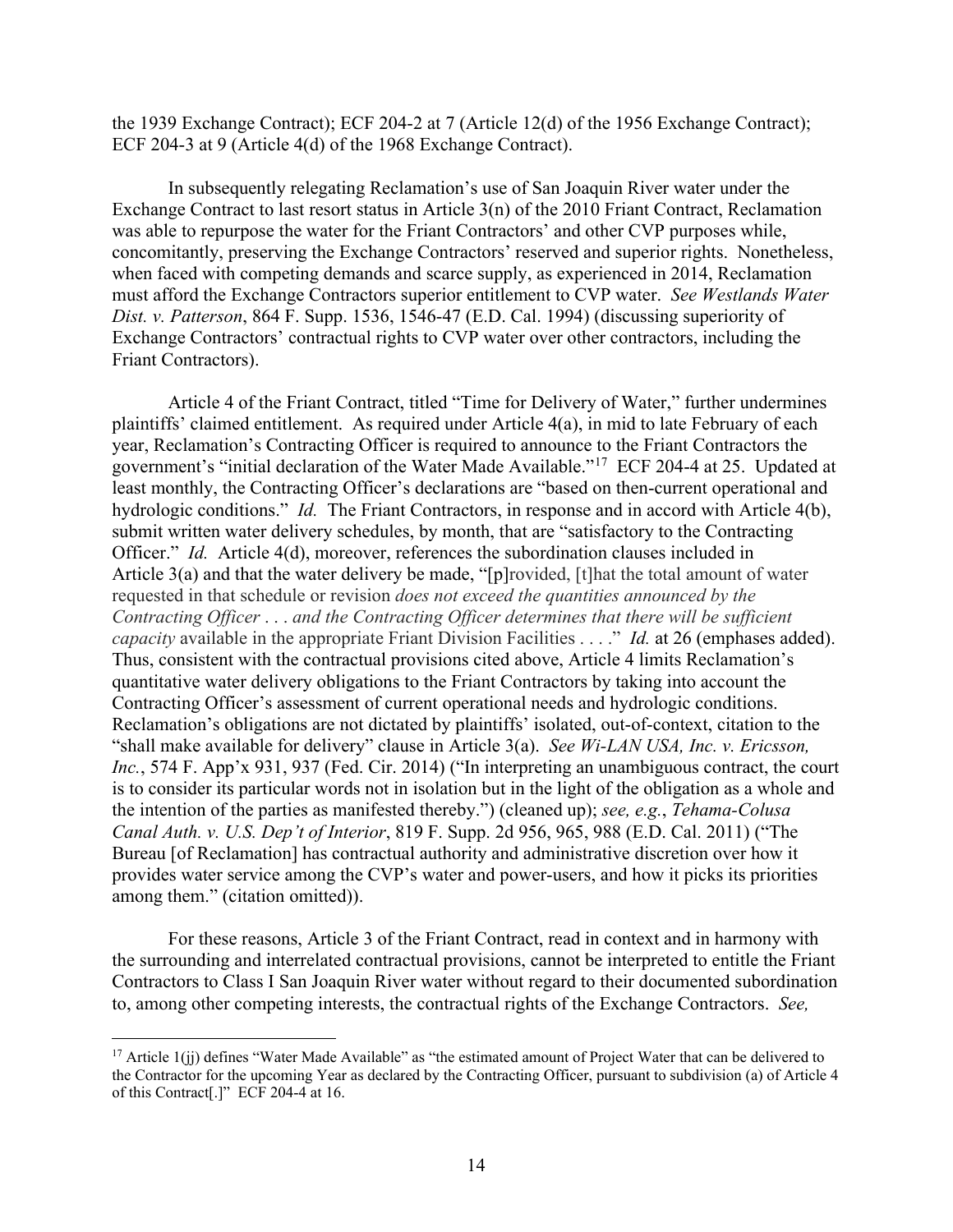the 1939 Exchange Contract); ECF 204-2 at 7 (Article 12(d) of the 1956 Exchange Contract); ECF 204-3 at 9 (Article 4(d) of the 1968 Exchange Contract).

In subsequently relegating Reclamation's use of San Joaquin River water under the Exchange Contract to last resort status in Article 3(n) of the 2010 Friant Contract, Reclamation was able to repurpose the water for the Friant Contractors' and other CVP purposes while, concomitantly, preserving the Exchange Contractors' reserved and superior rights. Nonetheless, when faced with competing demands and scarce supply, as experienced in 2014, Reclamation must afford the Exchange Contractors superior entitlement to CVP water. *See Westlands Water Dist. v. Patterson*, 864 F. Supp. 1536, 1546-47 (E.D. Cal. 1994) (discussing superiority of Exchange Contractors' contractual rights to CVP water over other contractors, including the Friant Contractors).

Article 4 of the Friant Contract, titled "Time for Delivery of Water," further undermines plaintiffs' claimed entitlement. As required under Article 4(a), in mid to late February of each year, Reclamation's Contracting Officer is required to announce to the Friant Contractors the government's "initial declaration of the Water Made Available."[17] ECF 204-4 at 25. Updated at least monthly, the Contracting Officer's declarations are "based on then-current operational and hydrologic conditions." *Id.* The Friant Contractors, in response and in accord with Article 4(b), submit written water delivery schedules, by month, that are "satisfactory to the Contracting Officer." *Id.* Article 4(d), moreover, references the subordination clauses included in Article 3(a) and that the water delivery be made, "[p]rovided, [t]hat the total amount of water requested in that schedule or revision *does not exceed the quantities announced by the Contracting Officer . . . and the Contracting Officer determines that there will be sufficient capacity* available in the appropriate Friant Division Facilities . . . ." *Id.* at 26 (emphases added). Thus, consistent with the contractual provisions cited above, Article 4 limits Reclamation's quantitative water delivery obligations to the Friant Contractors by taking into account the Contracting Officer's assessment of current operational needs and hydrologic conditions. Reclamation's obligations are not dictated by plaintiffs' isolated, out-of-context, citation to the "shall make available for delivery" clause in Article 3(a). *See Wi-LAN USA, Inc. v. Ericsson, Inc.*, 574 F. App'x 931, 937 (Fed. Cir. 2014) ("In interpreting an unambiguous contract, the court is to consider its particular words not in isolation but in the light of the obligation as a whole and the intention of the parties as manifested thereby.") (cleaned up); *see, e.g.*, *Tehama-Colusa Canal Auth. v. U.S. Dep't of Interior*, 819 F. Supp. 2d 956, 965, 988 (E.D. Cal. 2011) ("The Bureau [of Reclamation] has contractual authority and administrative discretion over how it provides water service among the CVP's water and power-users, and how it picks its priorities among them." (citation omitted)).

For these reasons, Article 3 of the Friant Contract, read in context and in harmony with the surrounding and interrelated contractual provisions, cannot be interpreted to entitle the Friant Contractors to Class I San Joaquin River water without regard to their documented subordination to, among other competing interests, the contractual rights of the Exchange Contractors. *See,*

[17] Article 1(jj) defines "Water Made Available" as "the estimated amount of Project Water that can be delivered to the Contractor for the upcoming Year as declared by the Contracting Officer, pursuant to subdivision (a) of Article 4 of this Contract[.]" ECF 204-4 at 16.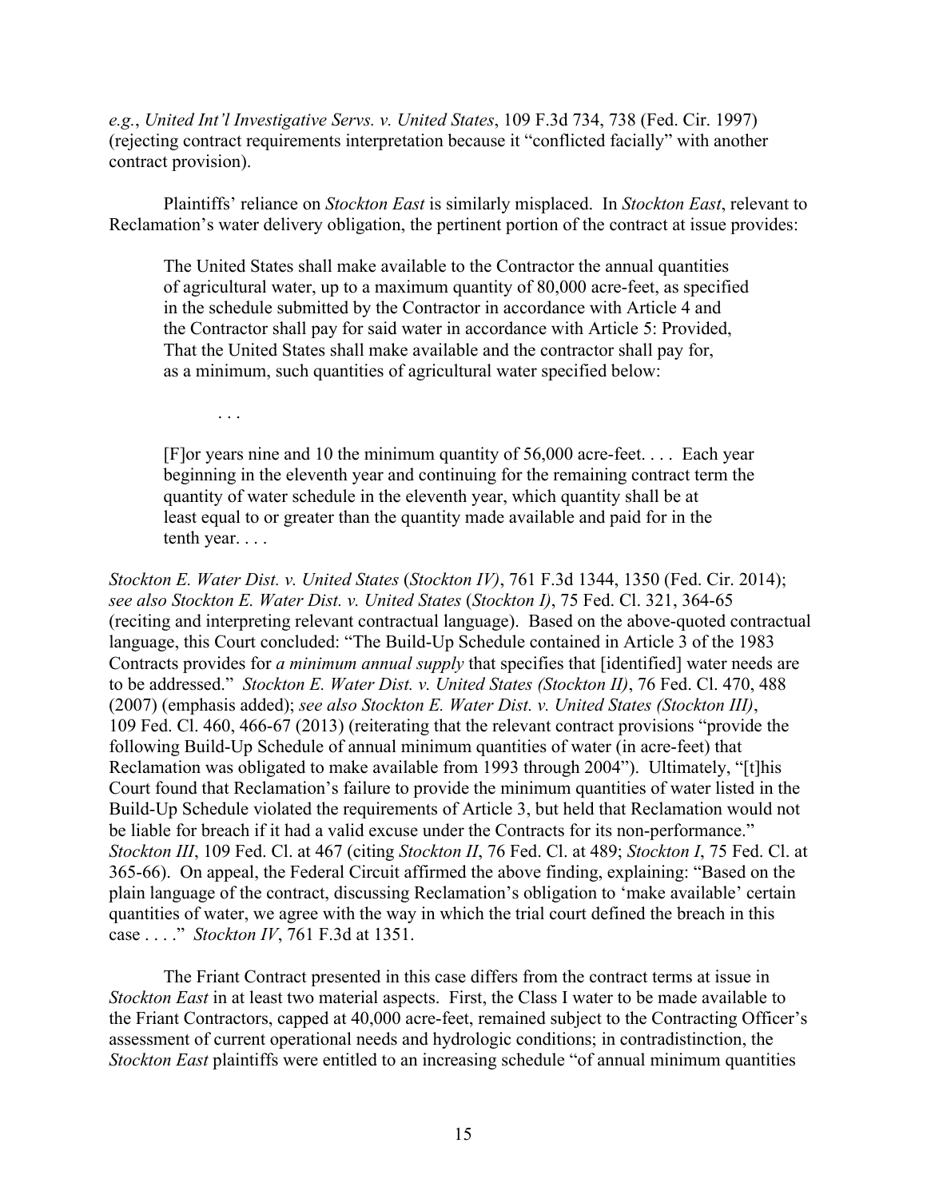*e.g.*, *United Int'l Investigative Servs. v. United States*, 109 F.3d 734, 738 (Fed. Cir. 1997) (rejecting contract requirements interpretation because it "conflicted facially" with another contract provision).

Plaintiffs' reliance on *Stockton East* is similarly misplaced. In *Stockton East*, relevant to Reclamation's water delivery obligation, the pertinent portion of the contract at issue provides:

> The United States shall make available to the Contractor the annual quantities of agricultural water, up to a maximum quantity of 80,000 acre-feet, as specified in the schedule submitted by the Contractor in accordance with Article 4 and the Contractor shall pay for said water in accordance with Article 5: Provided, That the United States shall make available and the contractor shall pay for, as a minimum, such quantities of agricultural water specified below:
>
> . . .
>
> [F]or years nine and 10 the minimum quantity of 56,000 acre-feet. . . . Each year beginning in the eleventh year and continuing for the remaining contract term the quantity of water schedule in the eleventh year, which quantity shall be at least equal to or greater than the quantity made available and paid for in the tenth year. . . .

*Stockton E. Water Dist. v. United States* (*Stockton IV)*, 761 F.3d 1344, 1350 (Fed. Cir. 2014); *see also Stockton E. Water Dist. v. United States* (*Stockton I)*, 75 Fed. Cl. 321, 364-65 (reciting and interpreting relevant contractual language). Based on the above-quoted contractual language, this Court concluded: "The Build-Up Schedule contained in Article 3 of the 1983 Contracts provides for *a minimum annual supply* that specifies that [identified] water needs are to be addressed." *Stockton E. Water Dist. v. United States (Stockton II)*, 76 Fed. Cl. 470, 488 (2007) (emphasis added); *see also Stockton E. Water Dist. v. United States (Stockton III)*, 109 Fed. Cl. 460, 466-67 (2013) (reiterating that the relevant contract provisions "provide the following Build-Up Schedule of annual minimum quantities of water (in acre-feet) that Reclamation was obligated to make available from 1993 through 2004"). Ultimately, "[t]his Court found that Reclamation's failure to provide the minimum quantities of water listed in the Build-Up Schedule violated the requirements of Article 3, but held that Reclamation would not be liable for breach if it had a valid excuse under the Contracts for its non-performance." *Stockton III*, 109 Fed. Cl. at 467 (citing *Stockton II*, 76 Fed. Cl. at 489; *Stockton I*, 75 Fed. Cl. at 365-66). On appeal, the Federal Circuit affirmed the above finding, explaining: "Based on the plain language of the contract, discussing Reclamation's obligation to 'make available' certain quantities of water, we agree with the way in which the trial court defined the breach in this case . . . ." *Stockton IV*, 761 F.3d at 1351.

The Friant Contract presented in this case differs from the contract terms at issue in *Stockton East* in at least two material aspects. First, the Class I water to be made available to the Friant Contractors, capped at 40,000 acre-feet, remained subject to the Contracting Officer's assessment of current operational needs and hydrologic conditions; in contradistinction, the *Stockton East* plaintiffs were entitled to an increasing schedule "of annual minimum quantities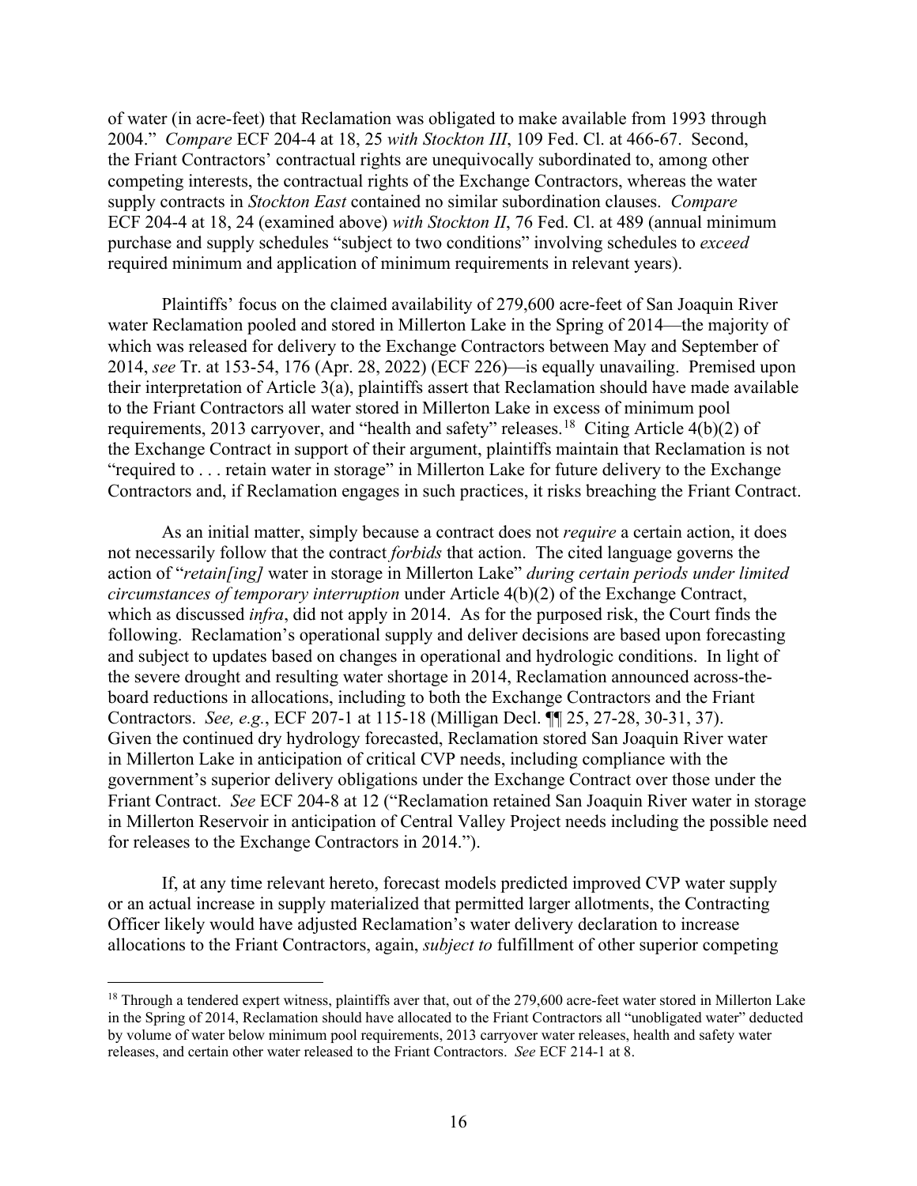of water (in acre-feet) that Reclamation was obligated to make available from 1993 through 2004." *Compare* ECF 204-4 at 18, 25 *with Stockton III*, 109 Fed. Cl. at 466-67. Second, the Friant Contractors' contractual rights are unequivocally subordinated to, among other competing interests, the contractual rights of the Exchange Contractors, whereas the water supply contracts in *Stockton East* contained no similar subordination clauses. *Compare* ECF 204-4 at 18, 24 (examined above) *with Stockton II*, 76 Fed. Cl. at 489 (annual minimum purchase and supply schedules "subject to two conditions" involving schedules to *exceed* required minimum and application of minimum requirements in relevant years).

Plaintiffs' focus on the claimed availability of 279,600 acre-feet of San Joaquin River water Reclamation pooled and stored in Millerton Lake in the Spring of 2014—the majority of which was released for delivery to the Exchange Contractors between May and September of 2014, *see* Tr. at 153-54, 176 (Apr. 28, 2022) (ECF 226)—is equally unavailing. Premised upon their interpretation of Article 3(a), plaintiffs assert that Reclamation should have made available to the Friant Contractors all water stored in Millerton Lake in excess of minimum pool requirements, 2013 carryover, and "health and safety" releases.[18] Citing Article 4(b)(2) of the Exchange Contract in support of their argument, plaintiffs maintain that Reclamation is not "required to . . . retain water in storage" in Millerton Lake for future delivery to the Exchange Contractors and, if Reclamation engages in such practices, it risks breaching the Friant Contract.

As an initial matter, simply because a contract does not *require* a certain action, it does not necessarily follow that the contract *forbids* that action. The cited language governs the action of "*retain[ing]* water in storage in Millerton Lake" *during certain periods under limited circumstances of temporary interruption* under Article 4(b)(2) of the Exchange Contract, which as discussed *infra*, did not apply in 2014. As for the purposed risk, the Court finds the following. Reclamation's operational supply and deliver decisions are based upon forecasting and subject to updates based on changes in operational and hydrologic conditions. In light of the severe drought and resulting water shortage in 2014, Reclamation announced across-the-board reductions in allocations, including to both the Exchange Contractors and the Friant Contractors. *See, e.g.*, ECF 207-1 at 115-18 (Milligan Decl. ¶¶ 25, 27-28, 30-31, 37). Given the continued dry hydrology forecasted, Reclamation stored San Joaquin River water in Millerton Lake in anticipation of critical CVP needs, including compliance with the government's superior delivery obligations under the Exchange Contract over those under the Friant Contract. *See* ECF 204-8 at 12 ("Reclamation retained San Joaquin River water in storage in Millerton Reservoir in anticipation of Central Valley Project needs including the possible need for releases to the Exchange Contractors in 2014.").

If, at any time relevant hereto, forecast models predicted improved CVP water supply or an actual increase in supply materialized that permitted larger allotments, the Contracting Officer likely would have adjusted Reclamation's water delivery declaration to increase allocations to the Friant Contractors, again, *subject to* fulfillment of other superior competing

---

[18] Through a tendered expert witness, plaintiffs aver that, out of the 279,600 acre-feet water stored in Millerton Lake in the Spring of 2014, Reclamation should have allocated to the Friant Contractors all "unobligated water" deducted by volume of water below minimum pool requirements, 2013 carryover water releases, health and safety water releases, and certain other water released to the Friant Contractors. *See* ECF 214-1 at 8.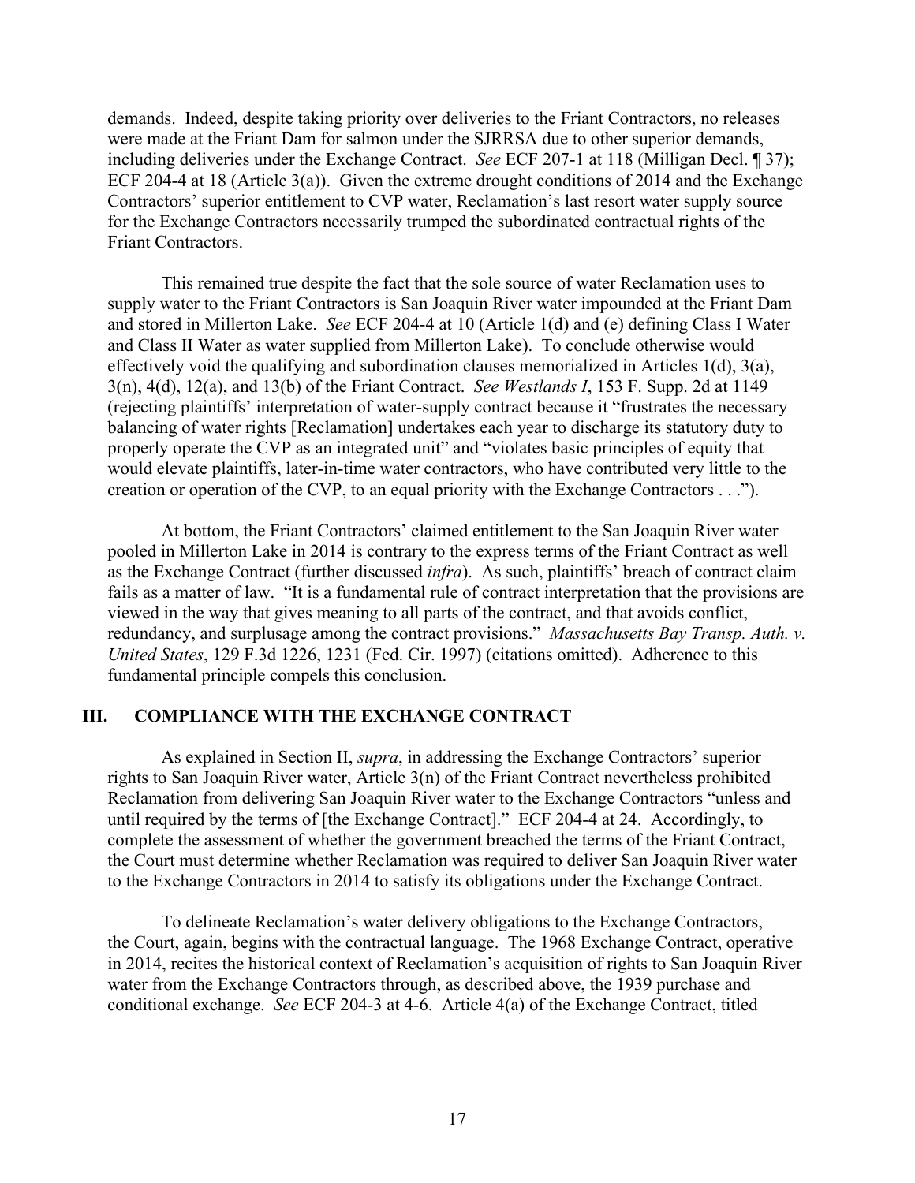demands. Indeed, despite taking priority over deliveries to the Friant Contractors, no releases were made at the Friant Dam for salmon under the SJRRSA due to other superior demands, including deliveries under the Exchange Contract. *See* ECF 207-1 at 118 (Milligan Decl. ¶ 37); ECF 204-4 at 18 (Article 3(a)). Given the extreme drought conditions of 2014 and the Exchange Contractors' superior entitlement to CVP water, Reclamation's last resort water supply source for the Exchange Contractors necessarily trumped the subordinated contractual rights of the Friant Contractors.

This remained true despite the fact that the sole source of water Reclamation uses to supply water to the Friant Contractors is San Joaquin River water impounded at the Friant Dam and stored in Millerton Lake. *See* ECF 204-4 at 10 (Article 1(d) and (e) defining Class I Water and Class II Water as water supplied from Millerton Lake). To conclude otherwise would effectively void the qualifying and subordination clauses memorialized in Articles 1(d), 3(a), 3(n), 4(d), 12(a), and 13(b) of the Friant Contract. *See Westlands I*, 153 F. Supp. 2d at 1149 (rejecting plaintiffs' interpretation of water-supply contract because it "frustrates the necessary balancing of water rights [Reclamation] undertakes each year to discharge its statutory duty to properly operate the CVP as an integrated unit" and "violates basic principles of equity that would elevate plaintiffs, later-in-time water contractors, who have contributed very little to the creation or operation of the CVP, to an equal priority with the Exchange Contractors . . .").

At bottom, the Friant Contractors' claimed entitlement to the San Joaquin River water pooled in Millerton Lake in 2014 is contrary to the express terms of the Friant Contract as well as the Exchange Contract (further discussed *infra*). As such, plaintiffs' breach of contract claim fails as a matter of law. "It is a fundamental rule of contract interpretation that the provisions are viewed in the way that gives meaning to all parts of the contract, and that avoids conflict, redundancy, and surplusage among the contract provisions." *Massachusetts Bay Transp. Auth. v. United States*, 129 F.3d 1226, 1231 (Fed. Cir. 1997) (citations omitted). Adherence to this fundamental principle compels this conclusion.

## III. COMPLIANCE WITH THE EXCHANGE CONTRACT

As explained in Section II, *supra*, in addressing the Exchange Contractors' superior rights to San Joaquin River water, Article 3(n) of the Friant Contract nevertheless prohibited Reclamation from delivering San Joaquin River water to the Exchange Contractors "unless and until required by the terms of [the Exchange Contract]." ECF 204-4 at 24. Accordingly, to complete the assessment of whether the government breached the terms of the Friant Contract, the Court must determine whether Reclamation was required to deliver San Joaquin River water to the Exchange Contractors in 2014 to satisfy its obligations under the Exchange Contract.

To delineate Reclamation's water delivery obligations to the Exchange Contractors, the Court, again, begins with the contractual language. The 1968 Exchange Contract, operative in 2014, recites the historical context of Reclamation's acquisition of rights to San Joaquin River water from the Exchange Contractors through, as described above, the 1939 purchase and conditional exchange. *See* ECF 204-3 at 4-6. Article 4(a) of the Exchange Contract, titled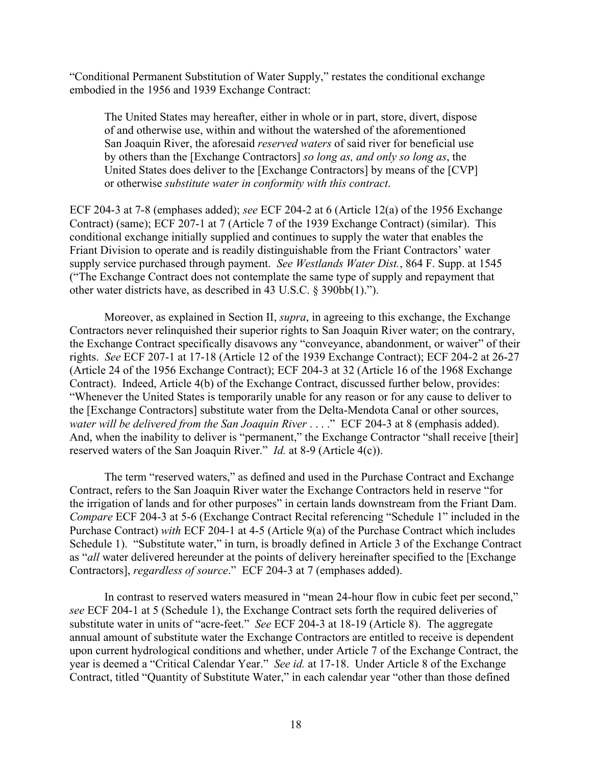"Conditional Permanent Substitution of Water Supply," restates the conditional exchange embodied in the 1956 and 1939 Exchange Contract:

> The United States may hereafter, either in whole or in part, store, divert, dispose of and otherwise use, within and without the watershed of the aforementioned San Joaquin River, the aforesaid *reserved waters* of said river for beneficial use by others than the [Exchange Contractors] *so long as, and only so long as*, the United States does deliver to the [Exchange Contractors] by means of the [CVP] or otherwise *substitute water in conformity with this contract*.

ECF 204-3 at 7-8 (emphases added); *see* ECF 204-2 at 6 (Article 12(a) of the 1956 Exchange Contract) (same); ECF 207-1 at 7 (Article 7 of the 1939 Exchange Contract) (similar). This conditional exchange initially supplied and continues to supply the water that enables the Friant Division to operate and is readily distinguishable from the Friant Contractors' water supply service purchased through payment. *See Westlands Water Dist.*, 864 F. Supp. at 1545 ("The Exchange Contract does not contemplate the same type of supply and repayment that other water districts have, as described in 43 U.S.C. § 390bb(1).").

Moreover, as explained in Section II, *supra*, in agreeing to this exchange, the Exchange Contractors never relinquished their superior rights to San Joaquin River water; on the contrary, the Exchange Contract specifically disavows any "conveyance, abandonment, or waiver" of their rights. *See* ECF 207-1 at 17-18 (Article 12 of the 1939 Exchange Contract); ECF 204-2 at 26-27 (Article 24 of the 1956 Exchange Contract); ECF 204-3 at 32 (Article 16 of the 1968 Exchange Contract). Indeed, Article 4(b) of the Exchange Contract, discussed further below, provides: "Whenever the United States is temporarily unable for any reason or for any cause to deliver to the [Exchange Contractors] substitute water from the Delta-Mendota Canal or other sources, *water will be delivered from the San Joaquin River* . . . ." ECF 204-3 at 8 (emphasis added). And, when the inability to deliver is "permanent," the Exchange Contractor "shall receive [their] reserved waters of the San Joaquin River." *Id.* at 8-9 (Article 4(c)).

The term "reserved waters," as defined and used in the Purchase Contract and Exchange Contract, refers to the San Joaquin River water the Exchange Contractors held in reserve "for the irrigation of lands and for other purposes" in certain lands downstream from the Friant Dam. *Compare* ECF 204-3 at 5-6 (Exchange Contract Recital referencing "Schedule 1" included in the Purchase Contract) *with* ECF 204-1 at 4-5 (Article 9(a) of the Purchase Contract which includes Schedule 1). "Substitute water," in turn, is broadly defined in Article 3 of the Exchange Contract as "*all* water delivered hereunder at the points of delivery hereinafter specified to the [Exchange Contractors], *regardless of source*." ECF 204-3 at 7 (emphases added).

In contrast to reserved waters measured in "mean 24-hour flow in cubic feet per second," *see* ECF 204-1 at 5 (Schedule 1), the Exchange Contract sets forth the required deliveries of substitute water in units of "acre-feet." *See* ECF 204-3 at 18-19 (Article 8). The aggregate annual amount of substitute water the Exchange Contractors are entitled to receive is dependent upon current hydrological conditions and whether, under Article 7 of the Exchange Contract, the year is deemed a "Critical Calendar Year." *See id.* at 17-18. Under Article 8 of the Exchange Contract, titled "Quantity of Substitute Water," in each calendar year "other than those defined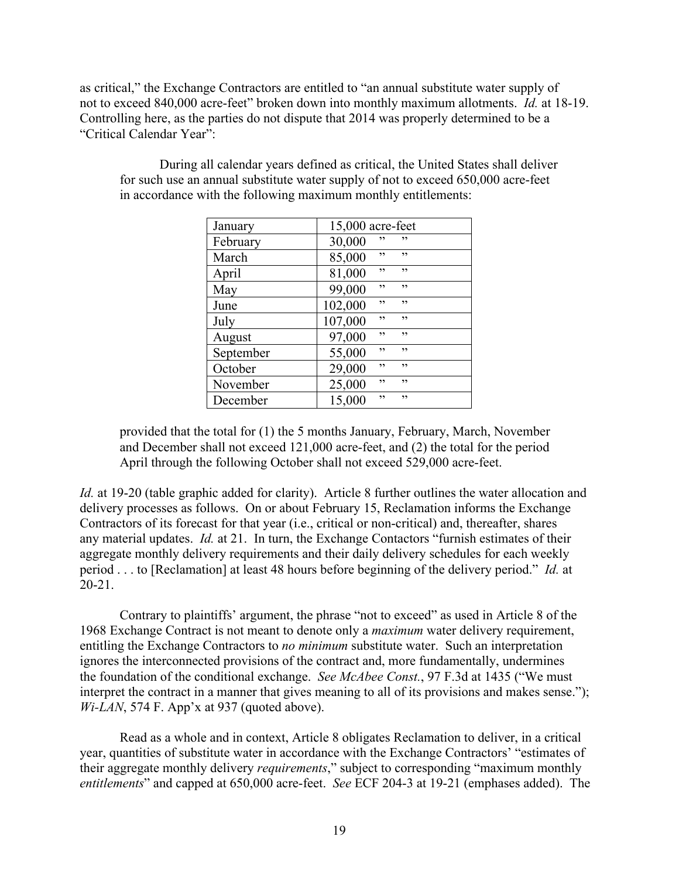as critical," the Exchange Contractors are entitled to "an annual substitute water supply of not to exceed 840,000 acre-feet" broken down into monthly maximum allotments. *Id.* at 18-19. Controlling here, as the parties do not dispute that 2014 was properly determined to be a "Critical Calendar Year":

> During all calendar years defined as critical, the United States shall deliver for such use an annual substitute water supply of not to exceed 650,000 acre-feet in accordance with the following maximum monthly entitlements:
>
> | | |
> |---|---|
> | January | 15,000 acre-feet |
> | February | 30,000 " " |
> | March | 85,000 " " |
> | April | 81,000 " " |
> | May | 99,000 " " |
> | June | 102,000 " " |
> | July | 107,000 " " |
> | August | 97,000 " " |
> | September | 55,000 " " |
> | October | 29,000 " " |
> | November | 25,000 " " |
> | December | 15,000 " " |
>
> provided that the total for (1) the 5 months January, February, March, November and December shall not exceed 121,000 acre-feet, and (2) the total for the period April through the following October shall not exceed 529,000 acre-feet.

*Id.* at 19-20 (table graphic added for clarity). Article 8 further outlines the water allocation and delivery processes as follows. On or about February 15, Reclamation informs the Exchange Contractors of its forecast for that year (i.e., critical or non-critical) and, thereafter, shares any material updates. *Id.* at 21. In turn, the Exchange Contactors "furnish estimates of their aggregate monthly delivery requirements and their daily delivery schedules for each weekly period . . . to [Reclamation] at least 48 hours before beginning of the delivery period." *Id.* at 20-21.

Contrary to plaintiffs' argument, the phrase "not to exceed" as used in Article 8 of the 1968 Exchange Contract is not meant to denote only a *maximum* water delivery requirement, entitling the Exchange Contractors to *no minimum* substitute water. Such an interpretation ignores the interconnected provisions of the contract and, more fundamentally, undermines the foundation of the conditional exchange. *See McAbee Const.*, 97 F.3d at 1435 ("We must interpret the contract in a manner that gives meaning to all of its provisions and makes sense."); *Wi-LAN*, 574 F. App'x at 937 (quoted above).

Read as a whole and in context, Article 8 obligates Reclamation to deliver, in a critical year, quantities of substitute water in accordance with the Exchange Contractors' "estimates of their aggregate monthly delivery *requirements*," subject to corresponding "maximum monthly *entitlements*" and capped at 650,000 acre-feet. *See* ECF 204-3 at 19-21 (emphases added). The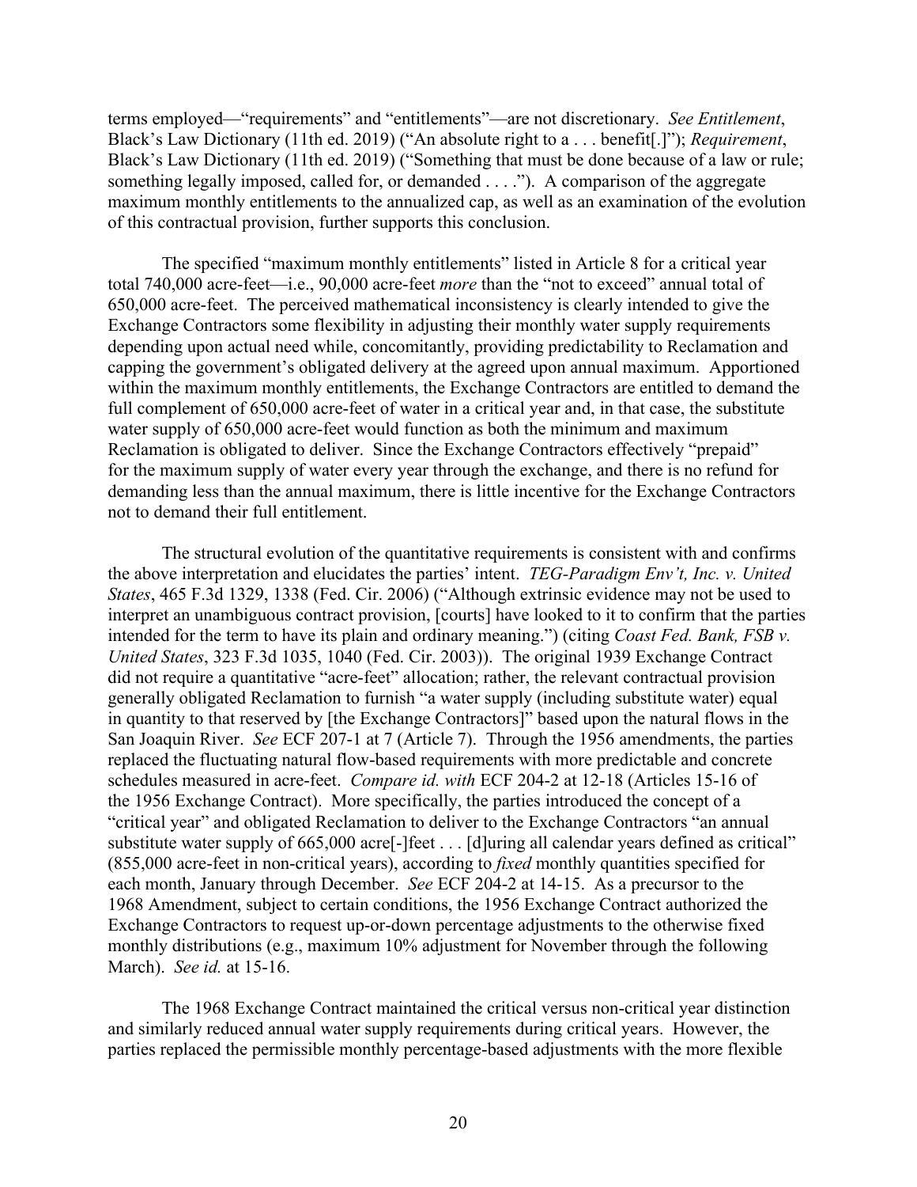terms employed—"requirements" and "entitlements"—are not discretionary. *See Entitlement*, Black's Law Dictionary (11th ed. 2019) ("An absolute right to a . . . benefit[.]"); *Requirement*, Black's Law Dictionary (11th ed. 2019) ("Something that must be done because of a law or rule; something legally imposed, called for, or demanded . . . ."). A comparison of the aggregate maximum monthly entitlements to the annualized cap, as well as an examination of the evolution of this contractual provision, further supports this conclusion.

The specified "maximum monthly entitlements" listed in Article 8 for a critical year total 740,000 acre-feet—i.e., 90,000 acre-feet *more* than the "not to exceed" annual total of 650,000 acre-feet. The perceived mathematical inconsistency is clearly intended to give the Exchange Contractors some flexibility in adjusting their monthly water supply requirements depending upon actual need while, concomitantly, providing predictability to Reclamation and capping the government's obligated delivery at the agreed upon annual maximum. Apportioned within the maximum monthly entitlements, the Exchange Contractors are entitled to demand the full complement of 650,000 acre-feet of water in a critical year and, in that case, the substitute water supply of 650,000 acre-feet would function as both the minimum and maximum Reclamation is obligated to deliver. Since the Exchange Contractors effectively "prepaid" for the maximum supply of water every year through the exchange, and there is no refund for demanding less than the annual maximum, there is little incentive for the Exchange Contractors not to demand their full entitlement.

The structural evolution of the quantitative requirements is consistent with and confirms the above interpretation and elucidates the parties' intent. *TEG-Paradigm Env't, Inc. v. United States*, 465 F.3d 1329, 1338 (Fed. Cir. 2006) ("Although extrinsic evidence may not be used to interpret an unambiguous contract provision, [courts] have looked to it to confirm that the parties intended for the term to have its plain and ordinary meaning.") (citing *Coast Fed. Bank, FSB v. United States*, 323 F.3d 1035, 1040 (Fed. Cir. 2003)). The original 1939 Exchange Contract did not require a quantitative "acre-feet" allocation; rather, the relevant contractual provision generally obligated Reclamation to furnish "a water supply (including substitute water) equal in quantity to that reserved by [the Exchange Contractors]" based upon the natural flows in the San Joaquin River. *See* ECF 207-1 at 7 (Article 7). Through the 1956 amendments, the parties replaced the fluctuating natural flow-based requirements with more predictable and concrete schedules measured in acre-feet. *Compare id. with* ECF 204-2 at 12-18 (Articles 15-16 of the 1956 Exchange Contract). More specifically, the parties introduced the concept of a "critical year" and obligated Reclamation to deliver to the Exchange Contractors "an annual substitute water supply of 665,000 acre[-]feet . . . [d]uring all calendar years defined as critical" (855,000 acre-feet in non-critical years), according to *fixed* monthly quantities specified for each month, January through December. *See* ECF 204-2 at 14-15. As a precursor to the 1968 Amendment, subject to certain conditions, the 1956 Exchange Contract authorized the Exchange Contractors to request up-or-down percentage adjustments to the otherwise fixed monthly distributions (e.g., maximum 10% adjustment for November through the following March). *See id.* at 15-16.

The 1968 Exchange Contract maintained the critical versus non-critical year distinction and similarly reduced annual water supply requirements during critical years. However, the parties replaced the permissible monthly percentage-based adjustments with the more flexible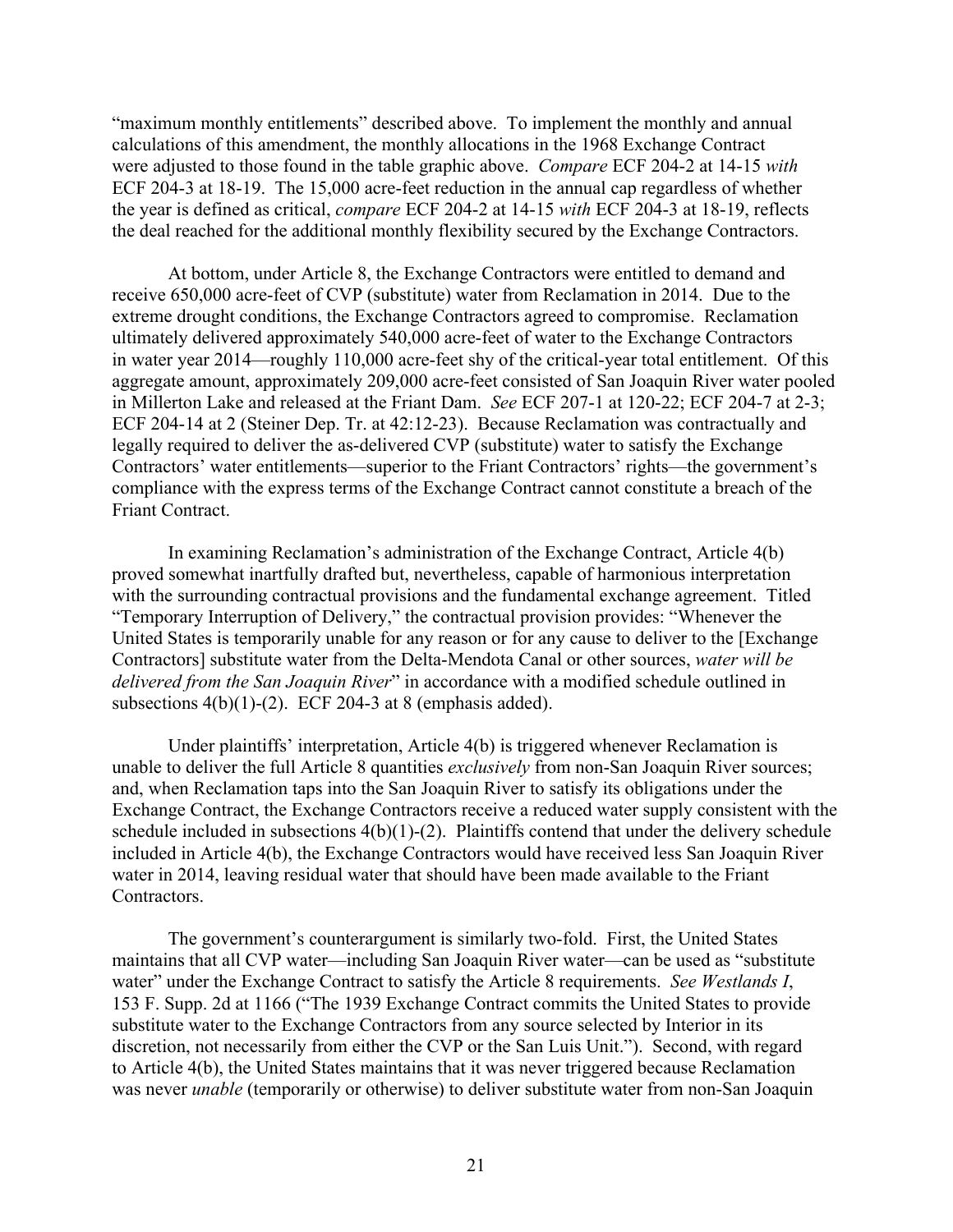"maximum monthly entitlements" described above. To implement the monthly and annual calculations of this amendment, the monthly allocations in the 1968 Exchange Contract were adjusted to those found in the table graphic above. *Compare* ECF 204-2 at 14-15 *with* ECF 204-3 at 18-19. The 15,000 acre-feet reduction in the annual cap regardless of whether the year is defined as critical, *compare* ECF 204-2 at 14-15 *with* ECF 204-3 at 18-19, reflects the deal reached for the additional monthly flexibility secured by the Exchange Contractors.

At bottom, under Article 8, the Exchange Contractors were entitled to demand and receive 650,000 acre-feet of CVP (substitute) water from Reclamation in 2014. Due to the extreme drought conditions, the Exchange Contractors agreed to compromise. Reclamation ultimately delivered approximately 540,000 acre-feet of water to the Exchange Contractors in water year 2014—roughly 110,000 acre-feet shy of the critical-year total entitlement. Of this aggregate amount, approximately 209,000 acre-feet consisted of San Joaquin River water pooled in Millerton Lake and released at the Friant Dam. *See* ECF 207-1 at 120-22; ECF 204-7 at 2-3; ECF 204-14 at 2 (Steiner Dep. Tr. at 42:12-23). Because Reclamation was contractually and legally required to deliver the as-delivered CVP (substitute) water to satisfy the Exchange Contractors' water entitlements—superior to the Friant Contractors' rights—the government's compliance with the express terms of the Exchange Contract cannot constitute a breach of the Friant Contract.

In examining Reclamation's administration of the Exchange Contract, Article 4(b) proved somewhat inartfully drafted but, nevertheless, capable of harmonious interpretation with the surrounding contractual provisions and the fundamental exchange agreement. Titled "Temporary Interruption of Delivery," the contractual provision provides: "Whenever the United States is temporarily unable for any reason or for any cause to deliver to the [Exchange Contractors] substitute water from the Delta-Mendota Canal or other sources, *water will be delivered from the San Joaquin River*" in accordance with a modified schedule outlined in subsections 4(b)(1)-(2). ECF 204-3 at 8 (emphasis added).

Under plaintiffs' interpretation, Article 4(b) is triggered whenever Reclamation is unable to deliver the full Article 8 quantities *exclusively* from non-San Joaquin River sources; and, when Reclamation taps into the San Joaquin River to satisfy its obligations under the Exchange Contract, the Exchange Contractors receive a reduced water supply consistent with the schedule included in subsections 4(b)(1)-(2). Plaintiffs contend that under the delivery schedule included in Article 4(b), the Exchange Contractors would have received less San Joaquin River water in 2014, leaving residual water that should have been made available to the Friant Contractors.

The government's counterargument is similarly two-fold. First, the United States maintains that all CVP water—including San Joaquin River water—can be used as "substitute water" under the Exchange Contract to satisfy the Article 8 requirements. *See Westlands I*, 153 F. Supp. 2d at 1166 ("The 1939 Exchange Contract commits the United States to provide substitute water to the Exchange Contractors from any source selected by Interior in its discretion, not necessarily from either the CVP or the San Luis Unit."). Second, with regard to Article 4(b), the United States maintains that it was never triggered because Reclamation was never *unable* (temporarily or otherwise) to deliver substitute water from non-San Joaquin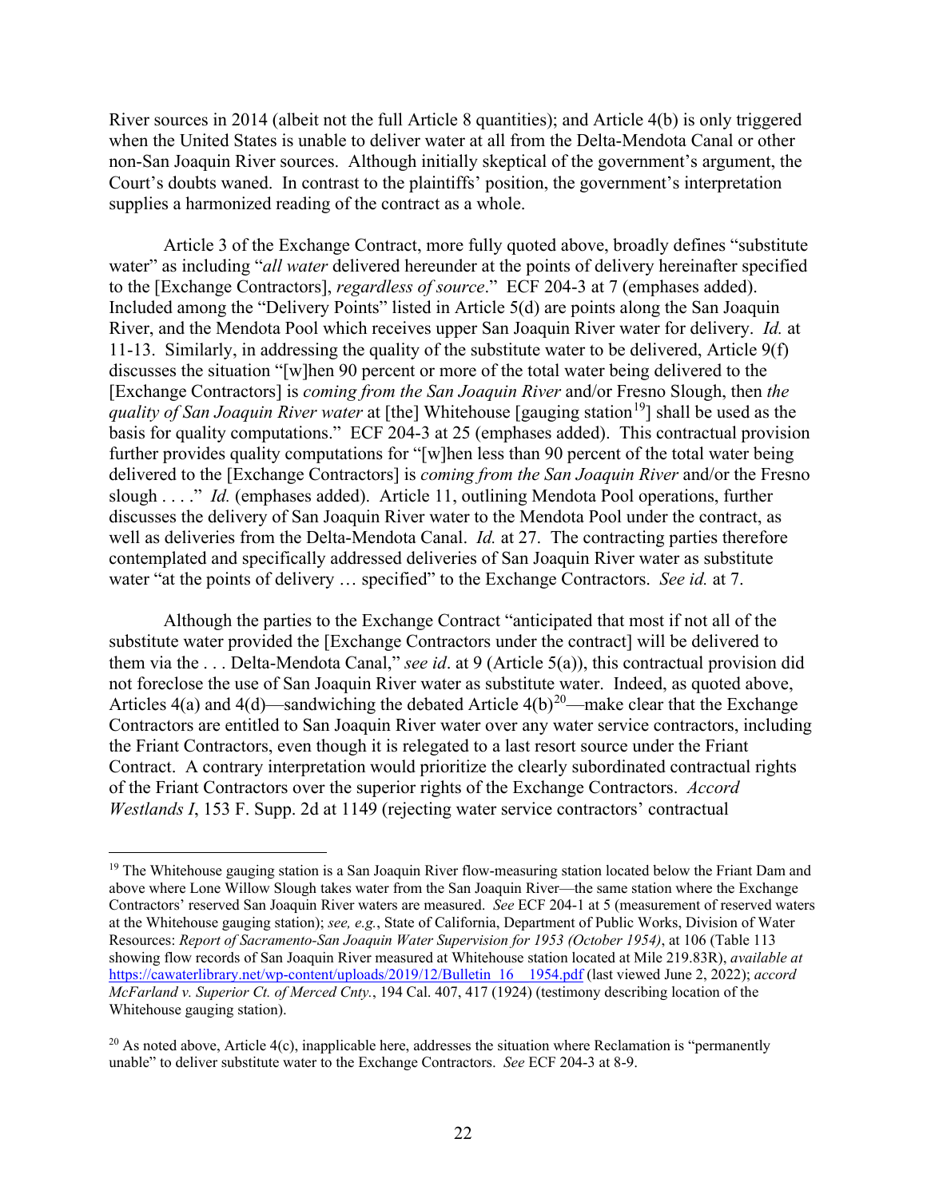River sources in 2014 (albeit not the full Article 8 quantities); and Article 4(b) is only triggered when the United States is unable to deliver water at all from the Delta-Mendota Canal or other non-San Joaquin River sources. Although initially skeptical of the government's argument, the Court's doubts waned. In contrast to the plaintiffs' position, the government's interpretation supplies a harmonized reading of the contract as a whole.

Article 3 of the Exchange Contract, more fully quoted above, broadly defines "substitute water" as including "*all water* delivered hereunder at the points of delivery hereinafter specified to the [Exchange Contractors], *regardless of source*." ECF 204-3 at 7 (emphases added). Included among the "Delivery Points" listed in Article 5(d) are points along the San Joaquin River, and the Mendota Pool which receives upper San Joaquin River water for delivery. *Id.* at 11-13. Similarly, in addressing the quality of the substitute water to be delivered, Article 9(f) discusses the situation "[w]hen 90 percent or more of the total water being delivered to the [Exchange Contractors] is *coming from the San Joaquin River* and/or Fresno Slough, then *the quality of San Joaquin River water* at [the] Whitehouse [gauging station[19]] shall be used as the basis for quality computations." ECF 204-3 at 25 (emphases added). This contractual provision further provides quality computations for "[w]hen less than 90 percent of the total water being delivered to the [Exchange Contractors] is *coming from the San Joaquin River* and/or the Fresno slough . . . ." *Id.* (emphases added). Article 11, outlining Mendota Pool operations, further discusses the delivery of San Joaquin River water to the Mendota Pool under the contract, as well as deliveries from the Delta-Mendota Canal. *Id.* at 27. The contracting parties therefore contemplated and specifically addressed deliveries of San Joaquin River water as substitute water "at the points of delivery … specified" to the Exchange Contractors. *See id.* at 7.

Although the parties to the Exchange Contract "anticipated that most if not all of the substitute water provided the [Exchange Contractors under the contract] will be delivered to them via the . . . Delta-Mendota Canal," *see id*. at 9 (Article 5(a)), this contractual provision did not foreclose the use of San Joaquin River water as substitute water. Indeed, as quoted above, Articles 4(a) and 4(d)—sandwiching the debated Article 4(b)[20]—make clear that the Exchange Contractors are entitled to San Joaquin River water over any water service contractors, including the Friant Contractors, even though it is relegated to a last resort source under the Friant Contract. A contrary interpretation would prioritize the clearly subordinated contractual rights of the Friant Contractors over the superior rights of the Exchange Contractors. *Accord Westlands I*, 153 F. Supp. 2d at 1149 (rejecting water service contractors' contractual

---

[19] The Whitehouse gauging station is a San Joaquin River flow-measuring station located below the Friant Dam and above where Lone Willow Slough takes water from the San Joaquin River—the same station where the Exchange Contractors' reserved San Joaquin River waters are measured. *See* ECF 204-1 at 5 (measurement of reserved waters at the Whitehouse gauging station); *see, e.g.*, State of California, Department of Public Works, Division of Water Resources: *Report of Sacramento-San Joaquin Water Supervision for 1953 (October 1954)*, at 106 (Table 113 showing flow records of San Joaquin River measured at Whitehouse station located at Mile 219.83R), *available at* https://cawaterlibrary.net/wp-content/uploads/2019/12/Bulletin_16__1954.pdf (last viewed June 2, 2022); *accord McFarland v. Superior Ct. of Merced Cnty.*, 194 Cal. 407, 417 (1924) (testimony describing location of the Whitehouse gauging station).

[20] As noted above, Article 4(c), inapplicable here, addresses the situation where Reclamation is "permanently unable" to deliver substitute water to the Exchange Contractors. *See* ECF 204-3 at 8-9.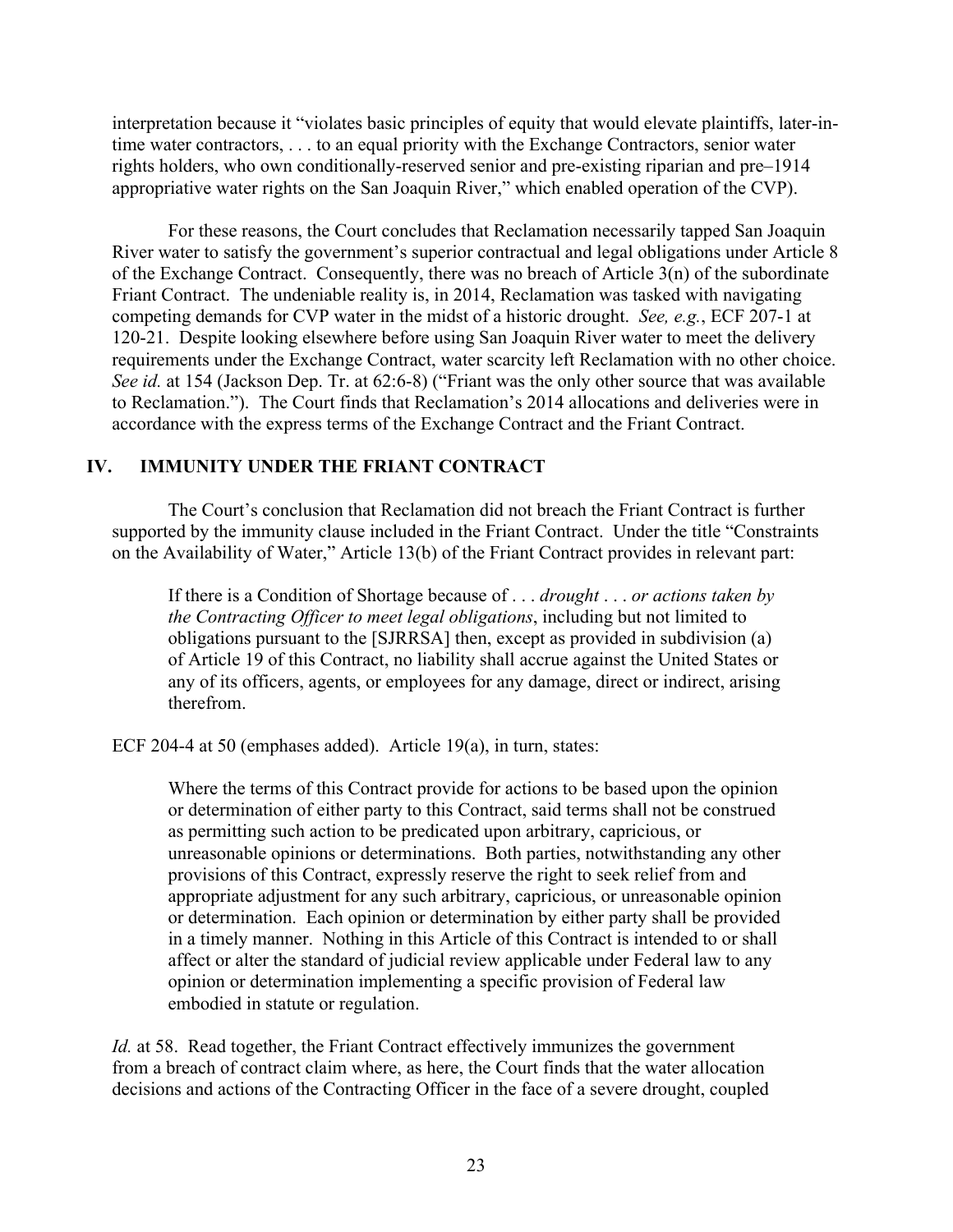interpretation because it "violates basic principles of equity that would elevate plaintiffs, later-in-time water contractors, . . . to an equal priority with the Exchange Contractors, senior water rights holders, who own conditionally-reserved senior and pre-existing riparian and pre–1914 appropriative water rights on the San Joaquin River," which enabled operation of the CVP).

For these reasons, the Court concludes that Reclamation necessarily tapped San Joaquin River water to satisfy the government's superior contractual and legal obligations under Article 8 of the Exchange Contract. Consequently, there was no breach of Article 3(n) of the subordinate Friant Contract. The undeniable reality is, in 2014, Reclamation was tasked with navigating competing demands for CVP water in the midst of a historic drought. *See, e.g.*, ECF 207-1 at 120-21. Despite looking elsewhere before using San Joaquin River water to meet the delivery requirements under the Exchange Contract, water scarcity left Reclamation with no other choice. *See id.* at 154 (Jackson Dep. Tr. at 62:6-8) ("Friant was the only other source that was available to Reclamation."). The Court finds that Reclamation's 2014 allocations and deliveries were in accordance with the express terms of the Exchange Contract and the Friant Contract.

## IV. IMMUNITY UNDER THE FRIANT CONTRACT

The Court's conclusion that Reclamation did not breach the Friant Contract is further supported by the immunity clause included in the Friant Contract. Under the title "Constraints on the Availability of Water," Article 13(b) of the Friant Contract provides in relevant part:

> If there is a Condition of Shortage because of . . . *drought* . . . *or actions taken by the Contracting Officer to meet legal obligations*, including but not limited to obligations pursuant to the [SJRRSA] then, except as provided in subdivision (a) of Article 19 of this Contract, no liability shall accrue against the United States or any of its officers, agents, or employees for any damage, direct or indirect, arising therefrom.

ECF 204-4 at 50 (emphases added). Article 19(a), in turn, states:

> Where the terms of this Contract provide for actions to be based upon the opinion or determination of either party to this Contract, said terms shall not be construed as permitting such action to be predicated upon arbitrary, capricious, or unreasonable opinions or determinations. Both parties, notwithstanding any other provisions of this Contract, expressly reserve the right to seek relief from and appropriate adjustment for any such arbitrary, capricious, or unreasonable opinion or determination. Each opinion or determination by either party shall be provided in a timely manner. Nothing in this Article of this Contract is intended to or shall affect or alter the standard of judicial review applicable under Federal law to any opinion or determination implementing a specific provision of Federal law embodied in statute or regulation.

*Id.* at 58. Read together, the Friant Contract effectively immunizes the government from a breach of contract claim where, as here, the Court finds that the water allocation decisions and actions of the Contracting Officer in the face of a severe drought, coupled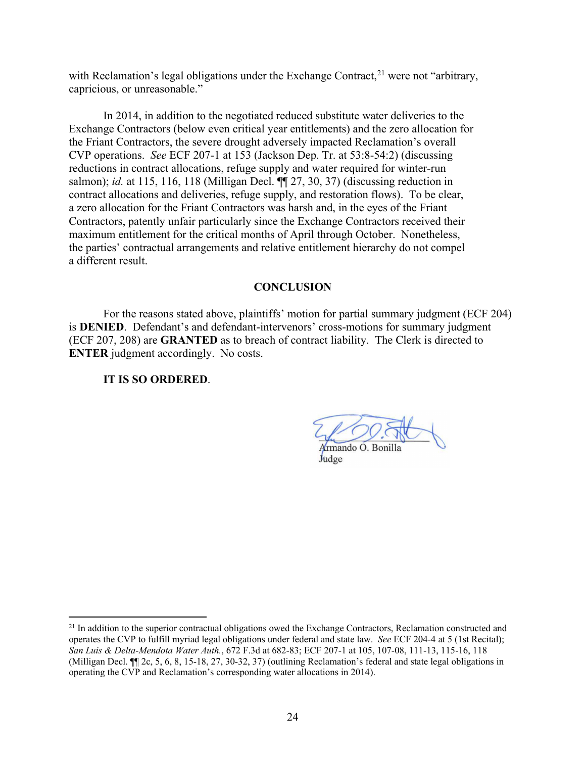with Reclamation's legal obligations under the Exchange Contract,[21] were not "arbitrary, capricious, or unreasonable."

In 2014, in addition to the negotiated reduced substitute water deliveries to the Exchange Contractors (below even critical year entitlements) and the zero allocation for the Friant Contractors, the severe drought adversely impacted Reclamation's overall CVP operations. *See* ECF 207-1 at 153 (Jackson Dep. Tr. at 53:8-54:2) (discussing reductions in contract allocations, refuge supply and water required for winter-run salmon); *id.* at 115, 116, 118 (Milligan Decl. ¶¶ 27, 30, 37) (discussing reduction in contract allocations and deliveries, refuge supply, and restoration flows). To be clear, a zero allocation for the Friant Contractors was harsh and, in the eyes of the Friant Contractors, patently unfair particularly since the Exchange Contractors received their maximum entitlement for the critical months of April through October. Nonetheless, the parties' contractual arrangements and relative entitlement hierarchy do not compel a different result.

## CONCLUSION

For the reasons stated above, plaintiffs' motion for partial summary judgment (ECF 204) is **DENIED**. Defendant's and defendant-intervenors' cross-motions for summary judgment (ECF 207, 208) are **GRANTED** as to breach of contract liability. The Clerk is directed to **ENTER** judgment accordingly. No costs.

**IT IS SO ORDERED**.

Armando O. Bonilla
Judge

---

[21] In addition to the superior contractual obligations owed the Exchange Contractors, Reclamation constructed and operates the CVP to fulfill myriad legal obligations under federal and state law. *See* ECF 204-4 at 5 (1st Recital); *San Luis & Delta-Mendota Water Auth.*, 672 F.3d at 682-83; ECF 207-1 at 105, 107-08, 111-13, 115-16, 118 (Milligan Decl. ¶¶ 2c, 5, 6, 8, 15-18, 27, 30-32, 37) (outlining Reclamation's federal and state legal obligations in operating the CVP and Reclamation's corresponding water allocations in 2014).